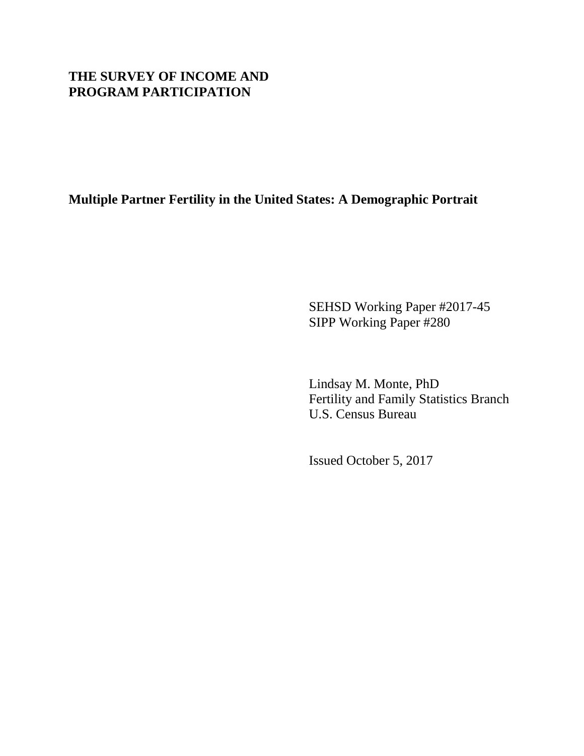# THE SURVEY OF INCOME AND PROGRAM PARTICIPATION

## Multiple Partner Fertility in the United States: A Demographic Portrait

SEHSD Working Paper #2017-45
SIPP Working Paper #280

Lindsay M. Monte, PhD
Fertility and Family Statistics Branch
U.S. Census Bureau

Issued October 5, 2017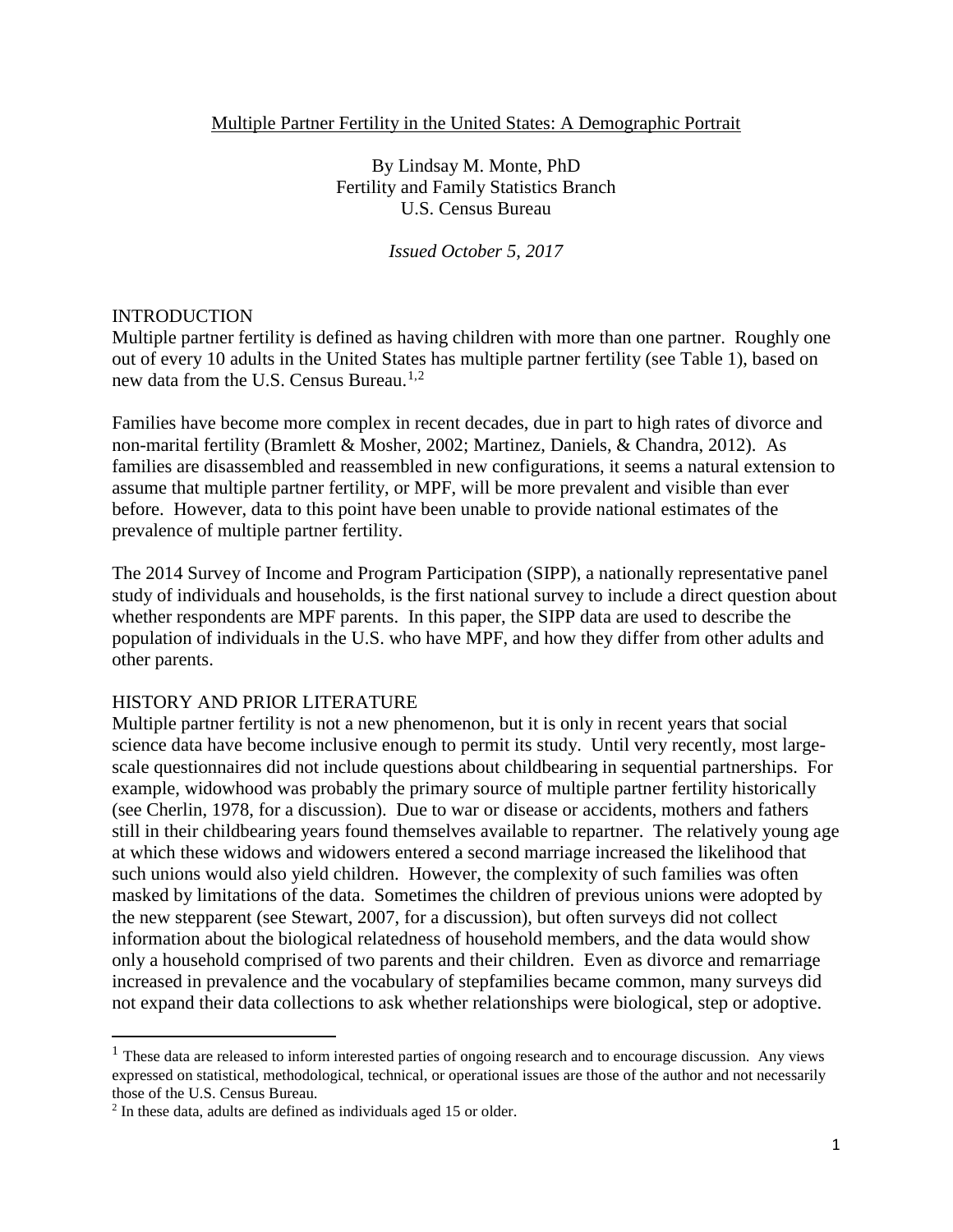Multiple Partner Fertility in the United States: A Demographic Portrait

By Lindsay M. Monte, PhD
Fertility and Family Statistics Branch
U.S. Census Bureau

*Issued October 5, 2017*

## INTRODUCTION

Multiple partner fertility is defined as having children with more than one partner. Roughly one out of every 10 adults in the United States has multiple partner fertility (see Table 1), based on new data from the U.S. Census Bureau.[1,2]

Families have become more complex in recent decades, due in part to high rates of divorce and non-marital fertility (Bramlett & Mosher, 2002; Martinez, Daniels, & Chandra, 2012). As families are disassembled and reassembled in new configurations, it seems a natural extension to assume that multiple partner fertility, or MPF, will be more prevalent and visible than ever before. However, data to this point have been unable to provide national estimates of the prevalence of multiple partner fertility.

The 2014 Survey of Income and Program Participation (SIPP), a nationally representative panel study of individuals and households, is the first national survey to include a direct question about whether respondents are MPF parents. In this paper, the SIPP data are used to describe the population of individuals in the U.S. who have MPF, and how they differ from other adults and other parents.

## HISTORY AND PRIOR LITERATURE

Multiple partner fertility is not a new phenomenon, but it is only in recent years that social science data have become inclusive enough to permit its study. Until very recently, most large-scale questionnaires did not include questions about childbearing in sequential partnerships. For example, widowhood was probably the primary source of multiple partner fertility historically (see Cherlin, 1978, for a discussion). Due to war or disease or accidents, mothers and fathers still in their childbearing years found themselves available to repartner. The relatively young age at which these widows and widowers entered a second marriage increased the likelihood that such unions would also yield children. However, the complexity of such families was often masked by limitations of the data. Sometimes the children of previous unions were adopted by the new stepparent (see Stewart, 2007, for a discussion), but often surveys did not collect information about the biological relatedness of household members, and the data would show only a household comprised of two parents and their children. Even as divorce and remarriage increased in prevalence and the vocabulary of stepfamilies became common, many surveys did not expand their data collections to ask whether relationships were biological, step or adoptive.

---

[1] These data are released to inform interested parties of ongoing research and to encourage discussion. Any views expressed on statistical, methodological, technical, or operational issues are those of the author and not necessarily those of the U.S. Census Bureau.

[2] In these data, adults are defined as individuals aged 15 or older.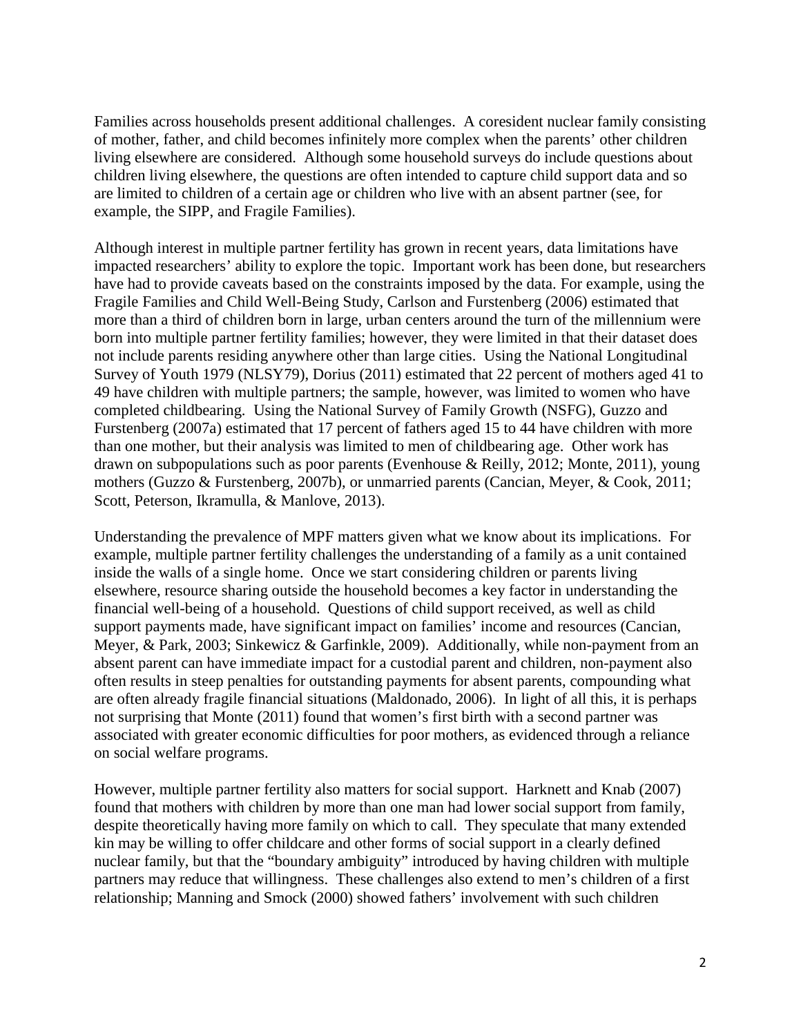Families across households present additional challenges. A coresident nuclear family consisting of mother, father, and child becomes infinitely more complex when the parents' other children living elsewhere are considered. Although some household surveys do include questions about children living elsewhere, the questions are often intended to capture child support data and so are limited to children of a certain age or children who live with an absent partner (see, for example, the SIPP, and Fragile Families).

Although interest in multiple partner fertility has grown in recent years, data limitations have impacted researchers' ability to explore the topic. Important work has been done, but researchers have had to provide caveats based on the constraints imposed by the data. For example, using the Fragile Families and Child Well-Being Study, Carlson and Furstenberg (2006) estimated that more than a third of children born in large, urban centers around the turn of the millennium were born into multiple partner fertility families; however, they were limited in that their dataset does not include parents residing anywhere other than large cities. Using the National Longitudinal Survey of Youth 1979 (NLSY79), Dorius (2011) estimated that 22 percent of mothers aged 41 to 49 have children with multiple partners; the sample, however, was limited to women who have completed childbearing. Using the National Survey of Family Growth (NSFG), Guzzo and Furstenberg (2007a) estimated that 17 percent of fathers aged 15 to 44 have children with more than one mother, but their analysis was limited to men of childbearing age. Other work has drawn on subpopulations such as poor parents (Evenhouse & Reilly, 2012; Monte, 2011), young mothers (Guzzo & Furstenberg, 2007b), or unmarried parents (Cancian, Meyer, & Cook, 2011; Scott, Peterson, Ikramulla, & Manlove, 2013).

Understanding the prevalence of MPF matters given what we know about its implications. For example, multiple partner fertility challenges the understanding of a family as a unit contained inside the walls of a single home. Once we start considering children or parents living elsewhere, resource sharing outside the household becomes a key factor in understanding the financial well-being of a household. Questions of child support received, as well as child support payments made, have significant impact on families' income and resources (Cancian, Meyer, & Park, 2003; Sinkewicz & Garfinkle, 2009). Additionally, while non-payment from an absent parent can have immediate impact for a custodial parent and children, non-payment also often results in steep penalties for outstanding payments for absent parents, compounding what are often already fragile financial situations (Maldonado, 2006). In light of all this, it is perhaps not surprising that Monte (2011) found that women's first birth with a second partner was associated with greater economic difficulties for poor mothers, as evidenced through a reliance on social welfare programs.

However, multiple partner fertility also matters for social support. Harknett and Knab (2007) found that mothers with children by more than one man had lower social support from family, despite theoretically having more family on which to call. They speculate that many extended kin may be willing to offer childcare and other forms of social support in a clearly defined nuclear family, but that the "boundary ambiguity" introduced by having children with multiple partners may reduce that willingness. These challenges also extend to men's children of a first relationship; Manning and Smock (2000) showed fathers' involvement with such children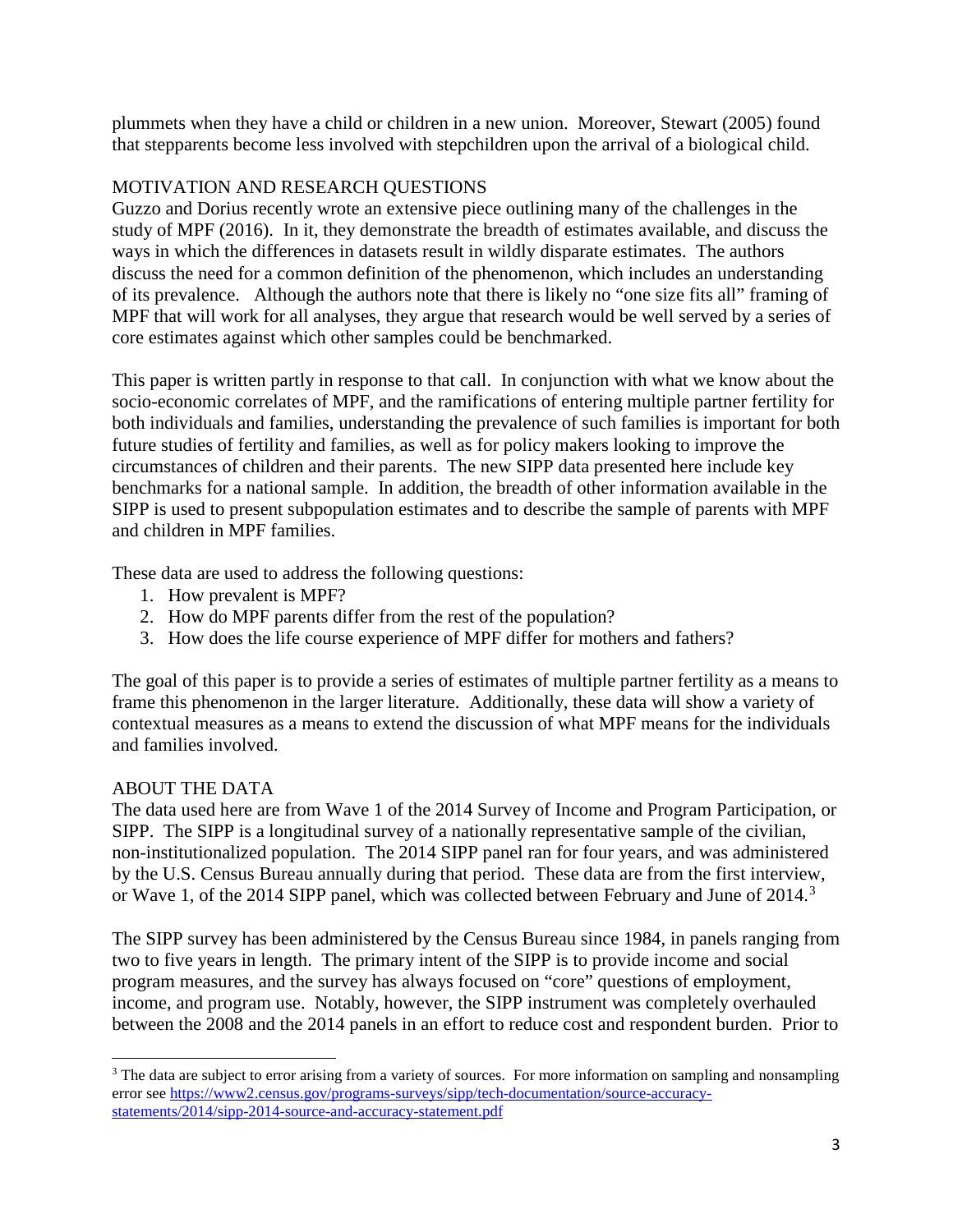plummets when they have a child or children in a new union. Moreover, Stewart (2005) found that stepparents become less involved with stepchildren upon the arrival of a biological child.

## MOTIVATION AND RESEARCH QUESTIONS

Guzzo and Dorius recently wrote an extensive piece outlining many of the challenges in the study of MPF (2016). In it, they demonstrate the breadth of estimates available, and discuss the ways in which the differences in datasets result in wildly disparate estimates. The authors discuss the need for a common definition of the phenomenon, which includes an understanding of its prevalence. Although the authors note that there is likely no "one size fits all" framing of MPF that will work for all analyses, they argue that research would be well served by a series of core estimates against which other samples could be benchmarked.

This paper is written partly in response to that call. In conjunction with what we know about the socio-economic correlates of MPF, and the ramifications of entering multiple partner fertility for both individuals and families, understanding the prevalence of such families is important for both future studies of fertility and families, as well as for policy makers looking to improve the circumstances of children and their parents. The new SIPP data presented here include key benchmarks for a national sample. In addition, the breadth of other information available in the SIPP is used to present subpopulation estimates and to describe the sample of parents with MPF and children in MPF families.

These data are used to address the following questions:

1. How prevalent is MPF?
2. How do MPF parents differ from the rest of the population?
3. How does the life course experience of MPF differ for mothers and fathers?

The goal of this paper is to provide a series of estimates of multiple partner fertility as a means to frame this phenomenon in the larger literature. Additionally, these data will show a variety of contextual measures as a means to extend the discussion of what MPF means for the individuals and families involved.

## ABOUT THE DATA

The data used here are from Wave 1 of the 2014 Survey of Income and Program Participation, or SIPP. The SIPP is a longitudinal survey of a nationally representative sample of the civilian, non-institutionalized population. The 2014 SIPP panel ran for four years, and was administered by the U.S. Census Bureau annually during that period. These data are from the first interview, or Wave 1, of the 2014 SIPP panel, which was collected between February and June of 2014.[3]

The SIPP survey has been administered by the Census Bureau since 1984, in panels ranging from two to five years in length. The primary intent of the SIPP is to provide income and social program measures, and the survey has always focused on "core" questions of employment, income, and program use. Notably, however, the SIPP instrument was completely overhauled between the 2008 and the 2014 panels in an effort to reduce cost and respondent burden. Prior to

[3] The data are subject to error arising from a variety of sources. For more information on sampling and nonsampling error see https://www2.census.gov/programs-surveys/sipp/tech-documentation/source-accuracy-statements/2014/sipp-2014-source-and-accuracy-statement.pdf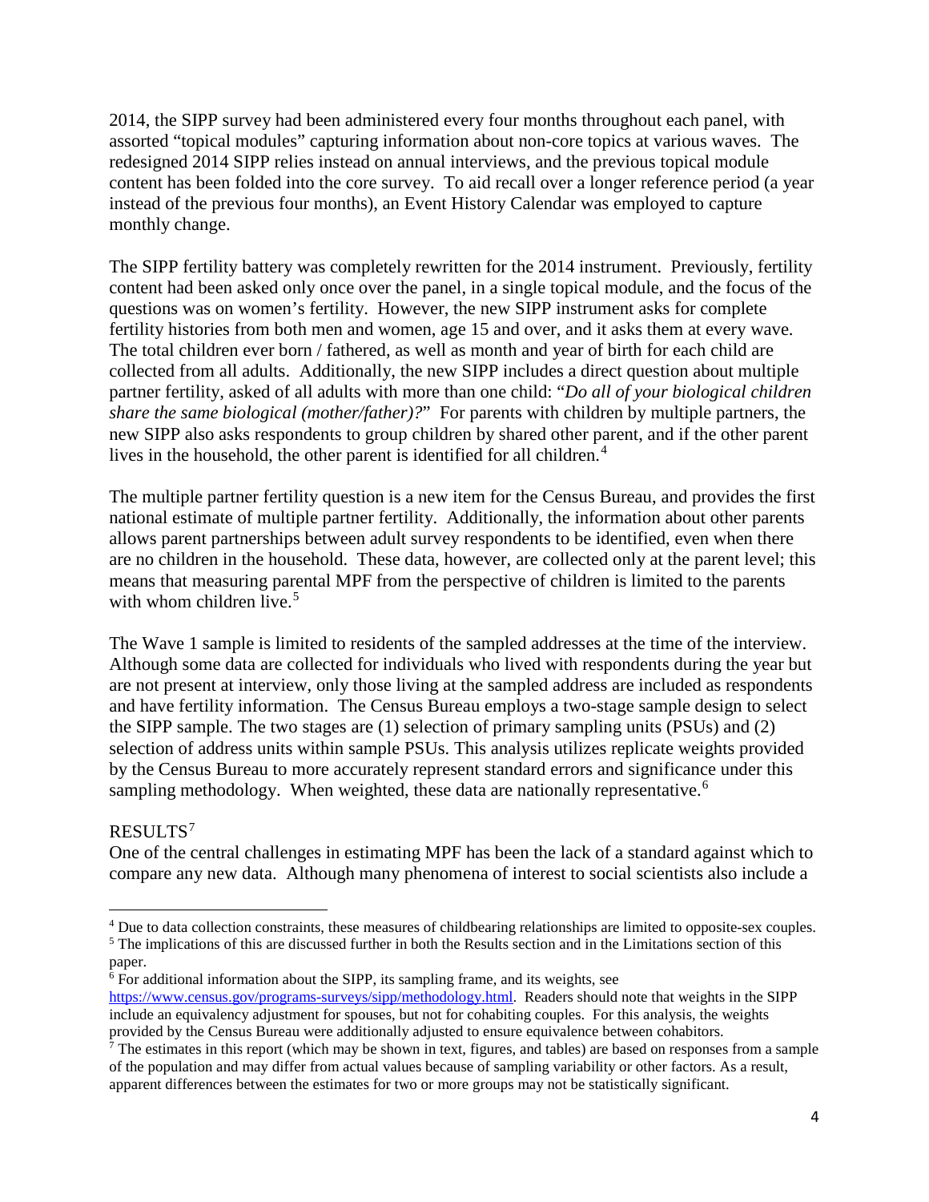2014, the SIPP survey had been administered every four months throughout each panel, with assorted "topical modules" capturing information about non-core topics at various waves. The redesigned 2014 SIPP relies instead on annual interviews, and the previous topical module content has been folded into the core survey. To aid recall over a longer reference period (a year instead of the previous four months), an Event History Calendar was employed to capture monthly change.

The SIPP fertility battery was completely rewritten for the 2014 instrument. Previously, fertility content had been asked only once over the panel, in a single topical module, and the focus of the questions was on women's fertility. However, the new SIPP instrument asks for complete fertility histories from both men and women, age 15 and over, and it asks them at every wave. The total children ever born / fathered, as well as month and year of birth for each child are collected from all adults. Additionally, the new SIPP includes a direct question about multiple partner fertility, asked of all adults with more than one child: "*Do all of your biological children share the same biological (mother/father)?*" For parents with children by multiple partners, the new SIPP also asks respondents to group children by shared other parent, and if the other parent lives in the household, the other parent is identified for all children.[4]

The multiple partner fertility question is a new item for the Census Bureau, and provides the first national estimate of multiple partner fertility. Additionally, the information about other parents allows parent partnerships between adult survey respondents to be identified, even when there are no children in the household. These data, however, are collected only at the parent level; this means that measuring parental MPF from the perspective of children is limited to the parents with whom children live.[5]

The Wave 1 sample is limited to residents of the sampled addresses at the time of the interview. Although some data are collected for individuals who lived with respondents during the year but are not present at interview, only those living at the sampled address are included as respondents and have fertility information. The Census Bureau employs a two-stage sample design to select the SIPP sample. The two stages are (1) selection of primary sampling units (PSUs) and (2) selection of address units within sample PSUs. This analysis utilizes replicate weights provided by the Census Bureau to more accurately represent standard errors and significance under this sampling methodology. When weighted, these data are nationally representative.[6]

## RESULTS[7]

One of the central challenges in estimating MPF has been the lack of a standard against which to compare any new data. Although many phenomena of interest to social scientists also include a

---

[4] Due to data collection constraints, these measures of childbearing relationships are limited to opposite-sex couples.

[5] The implications of this are discussed further in both the Results section and in the Limitations section of this paper.

[6] For additional information about the SIPP, its sampling frame, and its weights, see https://www.census.gov/programs-surveys/sipp/methodology.html. Readers should note that weights in the SIPP include an equivalency adjustment for spouses, but not for cohabiting couples. For this analysis, the weights provided by the Census Bureau were additionally adjusted to ensure equivalence between cohabitors.

[7] The estimates in this report (which may be shown in text, figures, and tables) are based on responses from a sample of the population and may differ from actual values because of sampling variability or other factors. As a result, apparent differences between the estimates for two or more groups may not be statistically significant.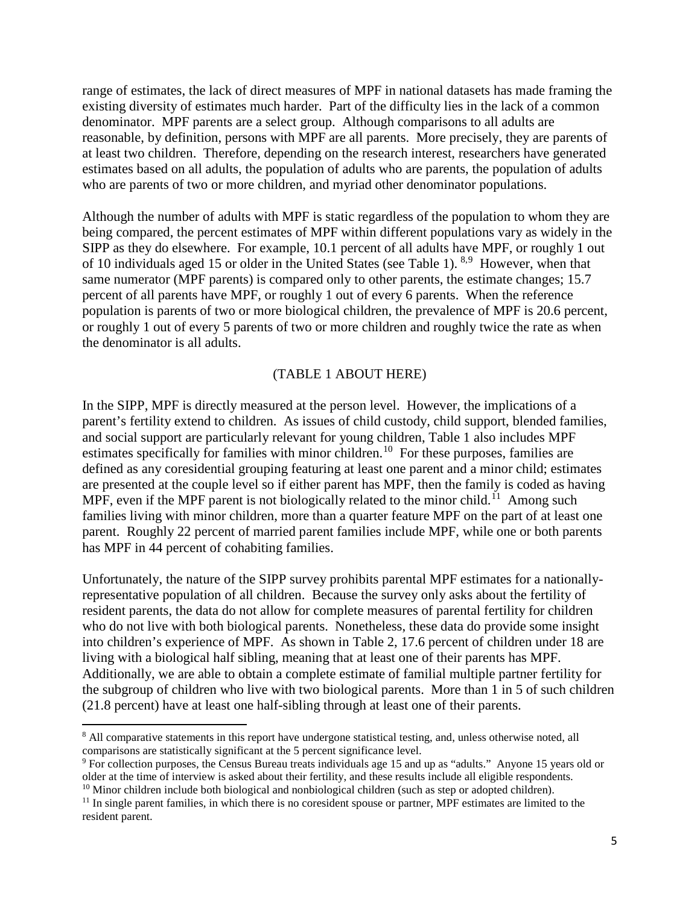range of estimates, the lack of direct measures of MPF in national datasets has made framing the existing diversity of estimates much harder. Part of the difficulty lies in the lack of a common denominator. MPF parents are a select group. Although comparisons to all adults are reasonable, by definition, persons with MPF are all parents. More precisely, they are parents of at least two children. Therefore, depending on the research interest, researchers have generated estimates based on all adults, the population of adults who are parents, the population of adults who are parents of two or more children, and myriad other denominator populations.

Although the number of adults with MPF is static regardless of the population to whom they are being compared, the percent estimates of MPF within different populations vary as widely in the SIPP as they do elsewhere. For example, 10.1 percent of all adults have MPF, or roughly 1 out of 10 individuals aged 15 or older in the United States (see Table 1). [8,9] However, when that same numerator (MPF parents) is compared only to other parents, the estimate changes; 15.7 percent of all parents have MPF, or roughly 1 out of every 6 parents. When the reference population is parents of two or more biological children, the prevalence of MPF is 20.6 percent, or roughly 1 out of every 5 parents of two or more children and roughly twice the rate as when the denominator is all adults.

(TABLE 1 ABOUT HERE)

In the SIPP, MPF is directly measured at the person level. However, the implications of a parent's fertility extend to children. As issues of child custody, child support, blended families, and social support are particularly relevant for young children, Table 1 also includes MPF estimates specifically for families with minor children.[10] For these purposes, families are defined as any coresidential grouping featuring at least one parent and a minor child; estimates are presented at the couple level so if either parent has MPF, then the family is coded as having MPF, even if the MPF parent is not biologically related to the minor child.[11] Among such families living with minor children, more than a quarter feature MPF on the part of at least one parent. Roughly 22 percent of married parent families include MPF, while one or both parents has MPF in 44 percent of cohabiting families.

Unfortunately, the nature of the SIPP survey prohibits parental MPF estimates for a nationally-representative population of all children. Because the survey only asks about the fertility of resident parents, the data do not allow for complete measures of parental fertility for children who do not live with both biological parents. Nonetheless, these data do provide some insight into children's experience of MPF. As shown in Table 2, 17.6 percent of children under 18 are living with a biological half sibling, meaning that at least one of their parents has MPF. Additionally, we are able to obtain a complete estimate of familial multiple partner fertility for the subgroup of children who live with two biological parents. More than 1 in 5 of such children (21.8 percent) have at least one half-sibling through at least one of their parents.

---

[8] All comparative statements in this report have undergone statistical testing, and, unless otherwise noted, all comparisons are statistically significant at the 5 percent significance level.

[9] For collection purposes, the Census Bureau treats individuals age 15 and up as "adults." Anyone 15 years old or older at the time of interview is asked about their fertility, and these results include all eligible respondents.

[10] Minor children include both biological and nonbiological children (such as step or adopted children).

[11] In single parent families, in which there is no coresident spouse or partner, MPF estimates are limited to the resident parent.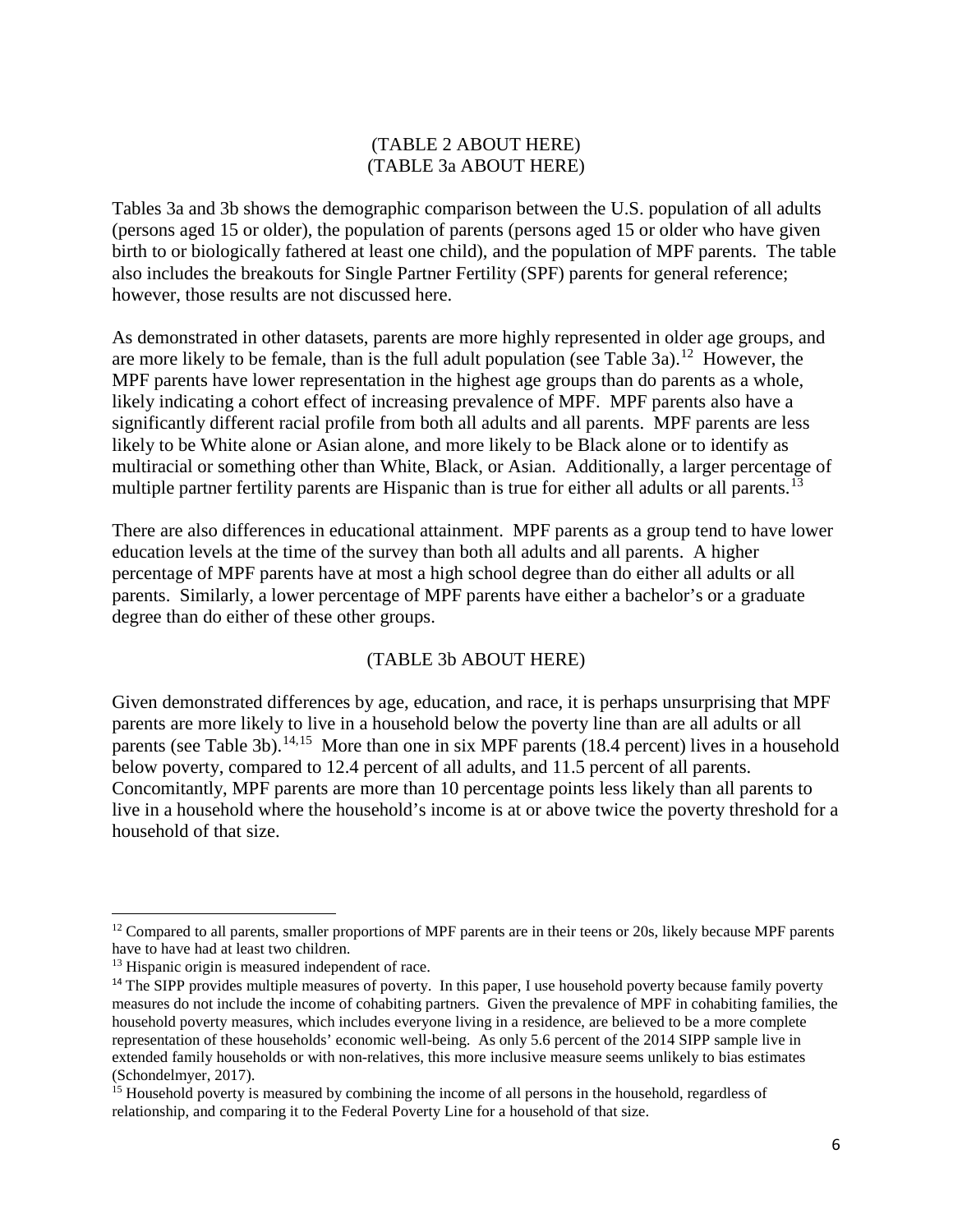(TABLE 2 ABOUT HERE)
(TABLE 3a ABOUT HERE)

Tables 3a and 3b shows the demographic comparison between the U.S. population of all adults (persons aged 15 or older), the population of parents (persons aged 15 or older who have given birth to or biologically fathered at least one child), and the population of MPF parents. The table also includes the breakouts for Single Partner Fertility (SPF) parents for general reference; however, those results are not discussed here.

As demonstrated in other datasets, parents are more highly represented in older age groups, and are more likely to be female, than is the full adult population (see Table 3a).[12] However, the MPF parents have lower representation in the highest age groups than do parents as a whole, likely indicating a cohort effect of increasing prevalence of MPF. MPF parents also have a significantly different racial profile from both all adults and all parents. MPF parents are less likely to be White alone or Asian alone, and more likely to be Black alone or to identify as multiracial or something other than White, Black, or Asian. Additionally, a larger percentage of multiple partner fertility parents are Hispanic than is true for either all adults or all parents.[13]

There are also differences in educational attainment. MPF parents as a group tend to have lower education levels at the time of the survey than both all adults and all parents. A higher percentage of MPF parents have at most a high school degree than do either all adults or all parents. Similarly, a lower percentage of MPF parents have either a bachelor's or a graduate degree than do either of these other groups.

(TABLE 3b ABOUT HERE)

Given demonstrated differences by age, education, and race, it is perhaps unsurprising that MPF parents are more likely to live in a household below the poverty line than are all adults or all parents (see Table 3b).[14,15] More than one in six MPF parents (18.4 percent) lives in a household below poverty, compared to 12.4 percent of all adults, and 11.5 percent of all parents. Concomitantly, MPF parents are more than 10 percentage points less likely than all parents to live in a household where the household's income is at or above twice the poverty threshold for a household of that size.

---

[12] Compared to all parents, smaller proportions of MPF parents are in their teens or 20s, likely because MPF parents have to have had at least two children.

[13] Hispanic origin is measured independent of race.

[14] The SIPP provides multiple measures of poverty. In this paper, I use household poverty because family poverty measures do not include the income of cohabiting partners. Given the prevalence of MPF in cohabiting families, the household poverty measures, which includes everyone living in a residence, are believed to be a more complete representation of these households' economic well-being. As only 5.6 percent of the 2014 SIPP sample live in extended family households or with non-relatives, this more inclusive measure seems unlikely to bias estimates (Schondelmyer, 2017).

[15] Household poverty is measured by combining the income of all persons in the household, regardless of relationship, and comparing it to the Federal Poverty Line for a household of that size.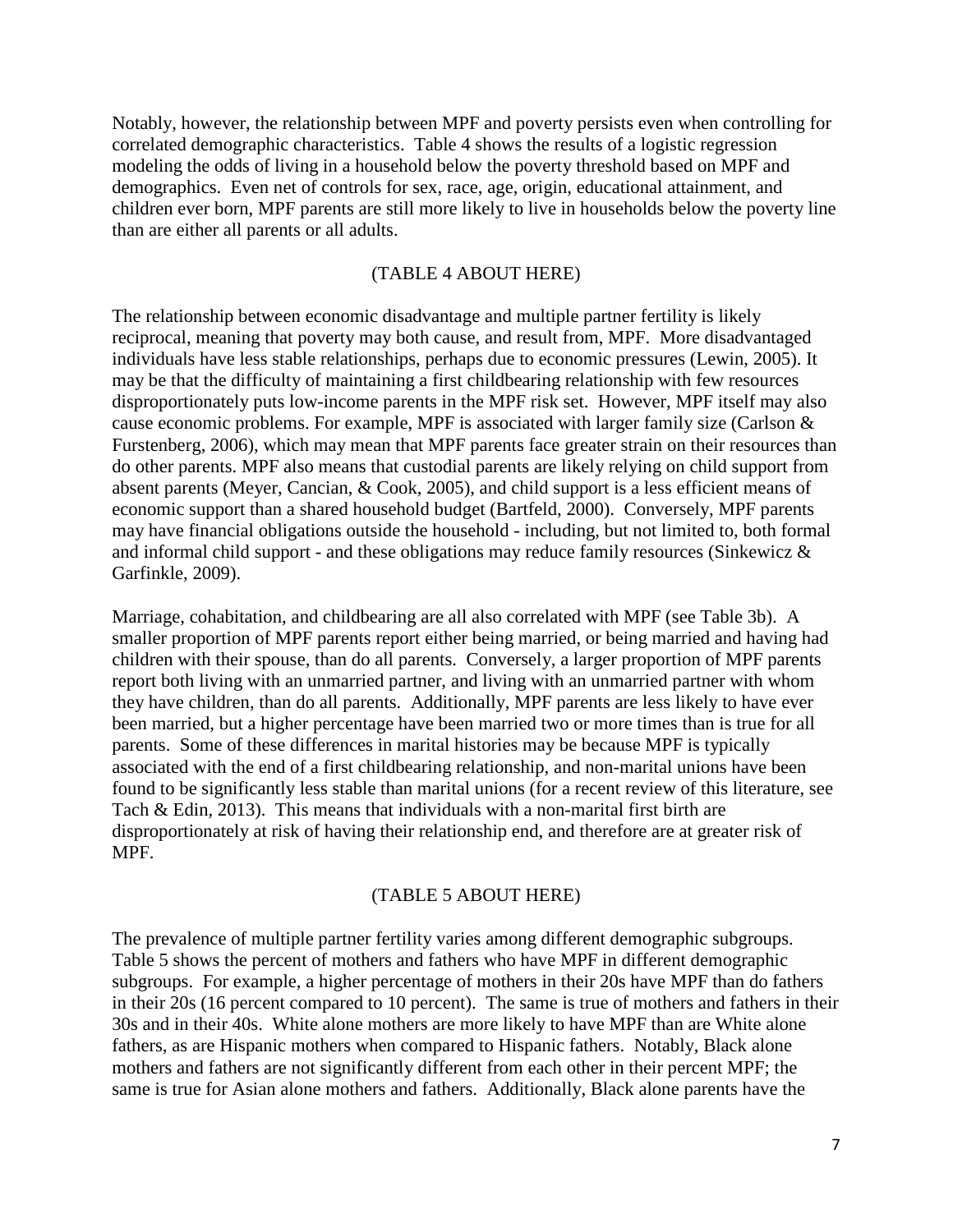Notably, however, the relationship between MPF and poverty persists even when controlling for correlated demographic characteristics. Table 4 shows the results of a logistic regression modeling the odds of living in a household below the poverty threshold based on MPF and demographics. Even net of controls for sex, race, age, origin, educational attainment, and children ever born, MPF parents are still more likely to live in households below the poverty line than are either all parents or all adults.

(TABLE 4 ABOUT HERE)

The relationship between economic disadvantage and multiple partner fertility is likely reciprocal, meaning that poverty may both cause, and result from, MPF. More disadvantaged individuals have less stable relationships, perhaps due to economic pressures (Lewin, 2005). It may be that the difficulty of maintaining a first childbearing relationship with few resources disproportionately puts low-income parents in the MPF risk set. However, MPF itself may also cause economic problems. For example, MPF is associated with larger family size (Carlson & Furstenberg, 2006), which may mean that MPF parents face greater strain on their resources than do other parents. MPF also means that custodial parents are likely relying on child support from absent parents (Meyer, Cancian, & Cook, 2005), and child support is a less efficient means of economic support than a shared household budget (Bartfeld, 2000). Conversely, MPF parents may have financial obligations outside the household - including, but not limited to, both formal and informal child support - and these obligations may reduce family resources (Sinkewicz & Garfinkle, 2009).

Marriage, cohabitation, and childbearing are all also correlated with MPF (see Table 3b). A smaller proportion of MPF parents report either being married, or being married and having had children with their spouse, than do all parents. Conversely, a larger proportion of MPF parents report both living with an unmarried partner, and living with an unmarried partner with whom they have children, than do all parents. Additionally, MPF parents are less likely to have ever been married, but a higher percentage have been married two or more times than is true for all parents. Some of these differences in marital histories may be because MPF is typically associated with the end of a first childbearing relationship, and non-marital unions have been found to be significantly less stable than marital unions (for a recent review of this literature, see Tach & Edin, 2013). This means that individuals with a non-marital first birth are disproportionately at risk of having their relationship end, and therefore are at greater risk of MPF.

(TABLE 5 ABOUT HERE)

The prevalence of multiple partner fertility varies among different demographic subgroups. Table 5 shows the percent of mothers and fathers who have MPF in different demographic subgroups. For example, a higher percentage of mothers in their 20s have MPF than do fathers in their 20s (16 percent compared to 10 percent). The same is true of mothers and fathers in their 30s and in their 40s. White alone mothers are more likely to have MPF than are White alone fathers, as are Hispanic mothers when compared to Hispanic fathers. Notably, Black alone mothers and fathers are not significantly different from each other in their percent MPF; the same is true for Asian alone mothers and fathers. Additionally, Black alone parents have the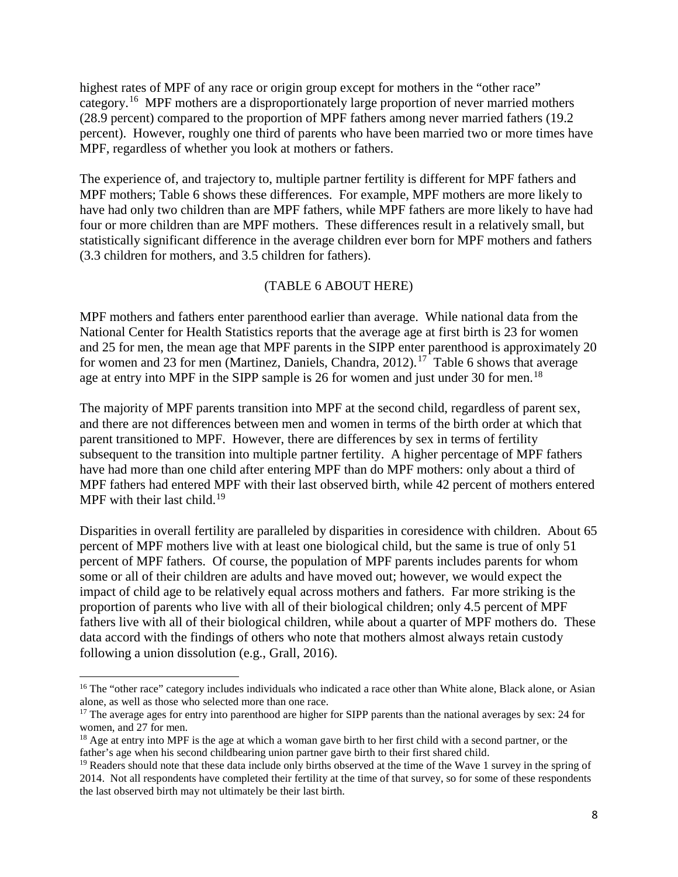highest rates of MPF of any race or origin group except for mothers in the "other race" category.[16] MPF mothers are a disproportionately large proportion of never married mothers (28.9 percent) compared to the proportion of MPF fathers among never married fathers (19.2 percent). However, roughly one third of parents who have been married two or more times have MPF, regardless of whether you look at mothers or fathers.

The experience of, and trajectory to, multiple partner fertility is different for MPF fathers and MPF mothers; Table 6 shows these differences. For example, MPF mothers are more likely to have had only two children than are MPF fathers, while MPF fathers are more likely to have had four or more children than are MPF mothers. These differences result in a relatively small, but statistically significant difference in the average children ever born for MPF mothers and fathers (3.3 children for mothers, and 3.5 children for fathers).

(TABLE 6 ABOUT HERE)

MPF mothers and fathers enter parenthood earlier than average. While national data from the National Center for Health Statistics reports that the average age at first birth is 23 for women and 25 for men, the mean age that MPF parents in the SIPP enter parenthood is approximately 20 for women and 23 for men (Martinez, Daniels, Chandra, 2012).[17] Table 6 shows that average age at entry into MPF in the SIPP sample is 26 for women and just under 30 for men.[18]

The majority of MPF parents transition into MPF at the second child, regardless of parent sex, and there are not differences between men and women in terms of the birth order at which that parent transitioned to MPF. However, there are differences by sex in terms of fertility subsequent to the transition into multiple partner fertility. A higher percentage of MPF fathers have had more than one child after entering MPF than do MPF mothers: only about a third of MPF fathers had entered MPF with their last observed birth, while 42 percent of mothers entered MPF with their last child.[19]

Disparities in overall fertility are paralleled by disparities in coresidence with children. About 65 percent of MPF mothers live with at least one biological child, but the same is true of only 51 percent of MPF fathers. Of course, the population of MPF parents includes parents for whom some or all of their children are adults and have moved out; however, we would expect the impact of child age to be relatively equal across mothers and fathers. Far more striking is the proportion of parents who live with all of their biological children; only 4.5 percent of MPF fathers live with all of their biological children, while about a quarter of MPF mothers do. These data accord with the findings of others who note that mothers almost always retain custody following a union dissolution (e.g., Grall, 2016).

[16] The "other race" category includes individuals who indicated a race other than White alone, Black alone, or Asian alone, as well as those who selected more than one race.

[17] The average ages for entry into parenthood are higher for SIPP parents than the national averages by sex: 24 for women, and 27 for men.

[18] Age at entry into MPF is the age at which a woman gave birth to her first child with a second partner, or the father's age when his second childbearing union partner gave birth to their first shared child.

[19] Readers should note that these data include only births observed at the time of the Wave 1 survey in the spring of 2014. Not all respondents have completed their fertility at the time of that survey, so for some of these respondents the last observed birth may not ultimately be their last birth.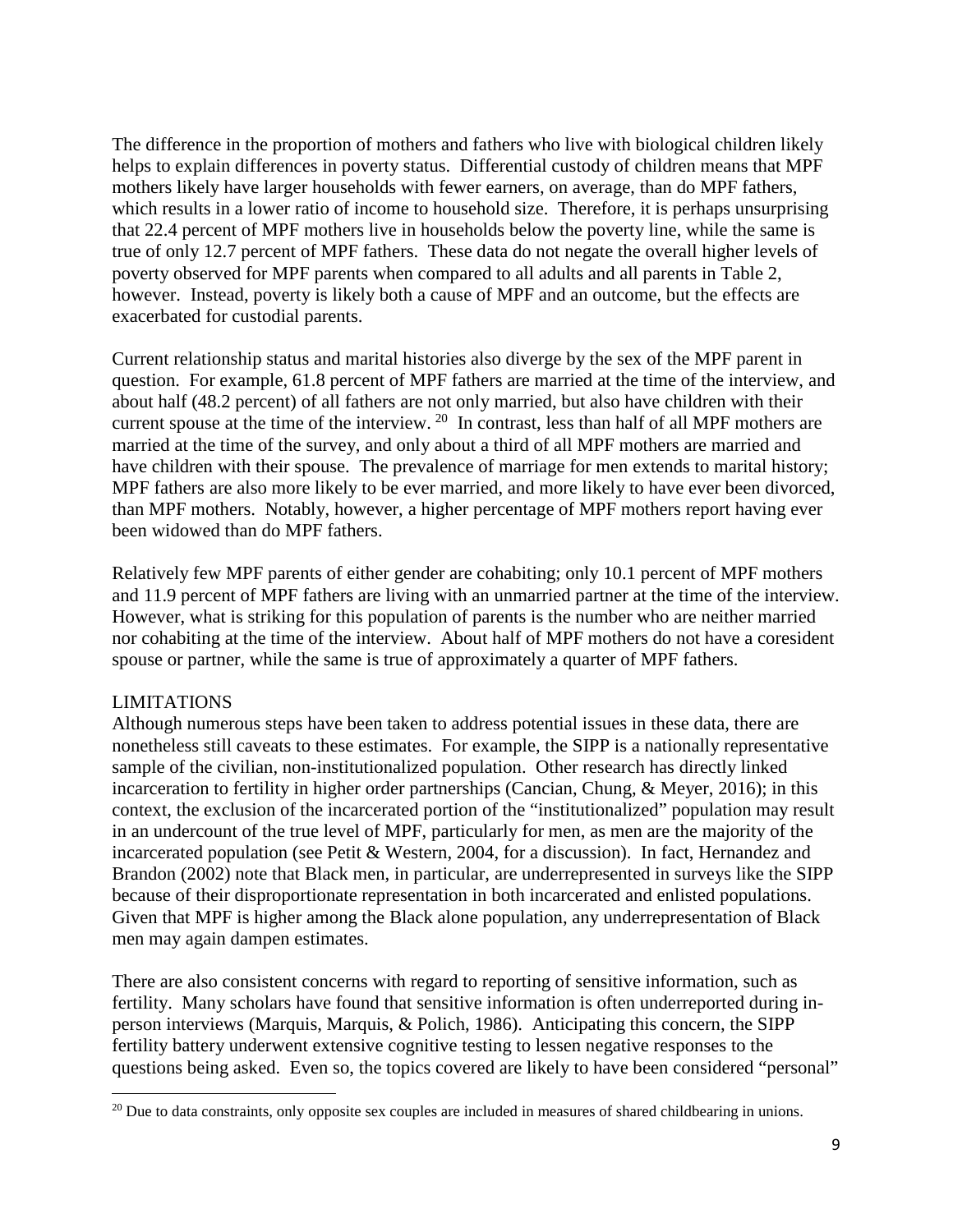The difference in the proportion of mothers and fathers who live with biological children likely helps to explain differences in poverty status. Differential custody of children means that MPF mothers likely have larger households with fewer earners, on average, than do MPF fathers, which results in a lower ratio of income to household size. Therefore, it is perhaps unsurprising that 22.4 percent of MPF mothers live in households below the poverty line, while the same is true of only 12.7 percent of MPF fathers. These data do not negate the overall higher levels of poverty observed for MPF parents when compared to all adults and all parents in Table 2, however. Instead, poverty is likely both a cause of MPF and an outcome, but the effects are exacerbated for custodial parents.

Current relationship status and marital histories also diverge by the sex of the MPF parent in question. For example, 61.8 percent of MPF fathers are married at the time of the interview, and about half (48.2 percent) of all fathers are not only married, but also have children with their current spouse at the time of the interview. [20] In contrast, less than half of all MPF mothers are married at the time of the survey, and only about a third of all MPF mothers are married and have children with their spouse. The prevalence of marriage for men extends to marital history; MPF fathers are also more likely to be ever married, and more likely to have ever been divorced, than MPF mothers. Notably, however, a higher percentage of MPF mothers report having ever been widowed than do MPF fathers.

Relatively few MPF parents of either gender are cohabiting; only 10.1 percent of MPF mothers and 11.9 percent of MPF fathers are living with an unmarried partner at the time of the interview. However, what is striking for this population of parents is the number who are neither married nor cohabiting at the time of the interview. About half of MPF mothers do not have a coresident spouse or partner, while the same is true of approximately a quarter of MPF fathers.

## LIMITATIONS

Although numerous steps have been taken to address potential issues in these data, there are nonetheless still caveats to these estimates. For example, the SIPP is a nationally representative sample of the civilian, non-institutionalized population. Other research has directly linked incarceration to fertility in higher order partnerships (Cancian, Chung, & Meyer, 2016); in this context, the exclusion of the incarcerated portion of the "institutionalized" population may result in an undercount of the true level of MPF, particularly for men, as men are the majority of the incarcerated population (see Petit & Western, 2004, for a discussion). In fact, Hernandez and Brandon (2002) note that Black men, in particular, are underrepresented in surveys like the SIPP because of their disproportionate representation in both incarcerated and enlisted populations. Given that MPF is higher among the Black alone population, any underrepresentation of Black men may again dampen estimates.

There are also consistent concerns with regard to reporting of sensitive information, such as fertility. Many scholars have found that sensitive information is often underreported during in-person interviews (Marquis, Marquis, & Polich, 1986). Anticipating this concern, the SIPP fertility battery underwent extensive cognitive testing to lessen negative responses to the questions being asked. Even so, the topics covered are likely to have been considered "personal"

---

[20] Due to data constraints, only opposite sex couples are included in measures of shared childbearing in unions.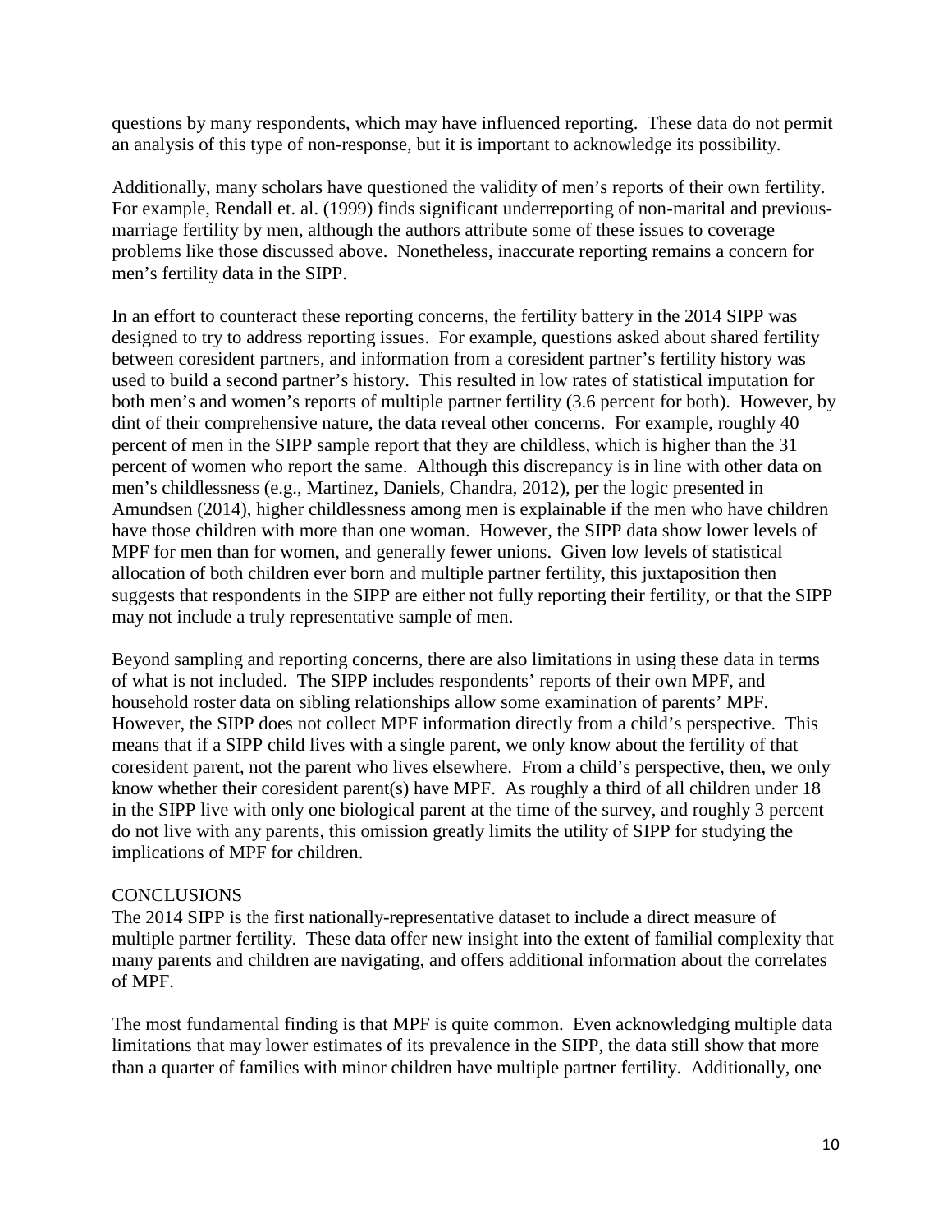questions by many respondents, which may have influenced reporting. These data do not permit an analysis of this type of non-response, but it is important to acknowledge its possibility.

Additionally, many scholars have questioned the validity of men's reports of their own fertility. For example, Rendall et. al. (1999) finds significant underreporting of non-marital and previous-marriage fertility by men, although the authors attribute some of these issues to coverage problems like those discussed above. Nonetheless, inaccurate reporting remains a concern for men's fertility data in the SIPP.

In an effort to counteract these reporting concerns, the fertility battery in the 2014 SIPP was designed to try to address reporting issues. For example, questions asked about shared fertility between coresident partners, and information from a coresident partner's fertility history was used to build a second partner's history. This resulted in low rates of statistical imputation for both men's and women's reports of multiple partner fertility (3.6 percent for both). However, by dint of their comprehensive nature, the data reveal other concerns. For example, roughly 40 percent of men in the SIPP sample report that they are childless, which is higher than the 31 percent of women who report the same. Although this discrepancy is in line with other data on men's childlessness (e.g., Martinez, Daniels, Chandra, 2012), per the logic presented in Amundsen (2014), higher childlessness among men is explainable if the men who have children have those children with more than one woman. However, the SIPP data show lower levels of MPF for men than for women, and generally fewer unions. Given low levels of statistical allocation of both children ever born and multiple partner fertility, this juxtaposition then suggests that respondents in the SIPP are either not fully reporting their fertility, or that the SIPP may not include a truly representative sample of men.

Beyond sampling and reporting concerns, there are also limitations in using these data in terms of what is not included. The SIPP includes respondents' reports of their own MPF, and household roster data on sibling relationships allow some examination of parents' MPF. However, the SIPP does not collect MPF information directly from a child's perspective. This means that if a SIPP child lives with a single parent, we only know about the fertility of that coresident parent, not the parent who lives elsewhere. From a child's perspective, then, we only know whether their coresident parent(s) have MPF. As roughly a third of all children under 18 in the SIPP live with only one biological parent at the time of the survey, and roughly 3 percent do not live with any parents, this omission greatly limits the utility of SIPP for studying the implications of MPF for children.

## CONCLUSIONS

The 2014 SIPP is the first nationally-representative dataset to include a direct measure of multiple partner fertility. These data offer new insight into the extent of familial complexity that many parents and children are navigating, and offers additional information about the correlates of MPF.

The most fundamental finding is that MPF is quite common. Even acknowledging multiple data limitations that may lower estimates of its prevalence in the SIPP, the data still show that more than a quarter of families with minor children have multiple partner fertility. Additionally, one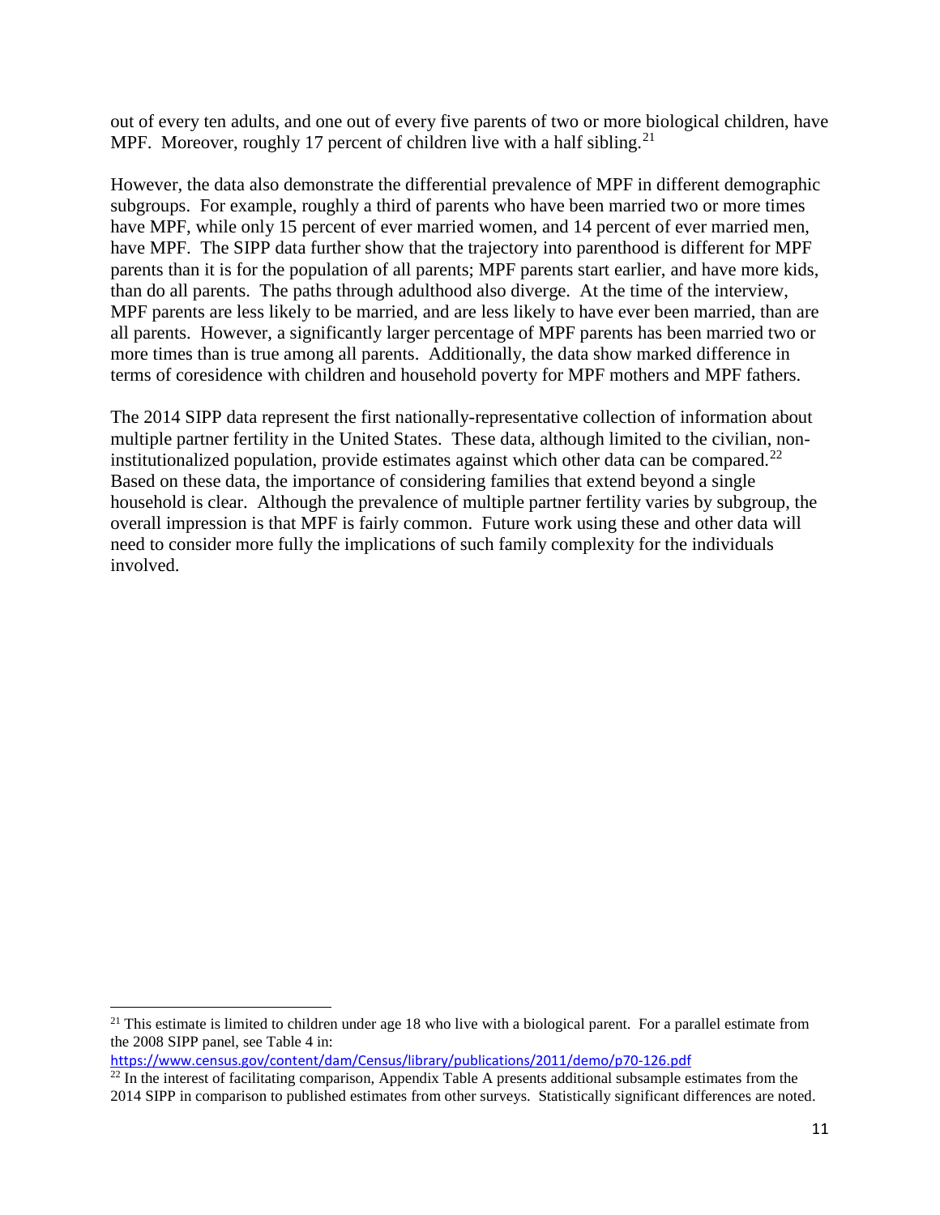out of every ten adults, and one out of every five parents of two or more biological children, have MPF. Moreover, roughly 17 percent of children live with a half sibling.[21]

However, the data also demonstrate the differential prevalence of MPF in different demographic subgroups. For example, roughly a third of parents who have been married two or more times have MPF, while only 15 percent of ever married women, and 14 percent of ever married men, have MPF. The SIPP data further show that the trajectory into parenthood is different for MPF parents than it is for the population of all parents; MPF parents start earlier, and have more kids, than do all parents. The paths through adulthood also diverge. At the time of the interview, MPF parents are less likely to be married, and are less likely to have ever been married, than are all parents. However, a significantly larger percentage of MPF parents has been married two or more times than is true among all parents. Additionally, the data show marked difference in terms of coresidence with children and household poverty for MPF mothers and MPF fathers.

The 2014 SIPP data represent the first nationally-representative collection of information about multiple partner fertility in the United States. These data, although limited to the civilian, non-institutionalized population, provide estimates against which other data can be compared.[22] Based on these data, the importance of considering families that extend beyond a single household is clear. Although the prevalence of multiple partner fertility varies by subgroup, the overall impression is that MPF is fairly common. Future work using these and other data will need to consider more fully the implications of such family complexity for the individuals involved.

---

[21] This estimate is limited to children under age 18 who live with a biological parent. For a parallel estimate from the 2008 SIPP panel, see Table 4 in: https://www.census.gov/content/dam/Census/library/publications/2011/demo/p70-126.pdf

[22] In the interest of facilitating comparison, Appendix Table A presents additional subsample estimates from the 2014 SIPP in comparison to published estimates from other surveys. Statistically significant differences are noted.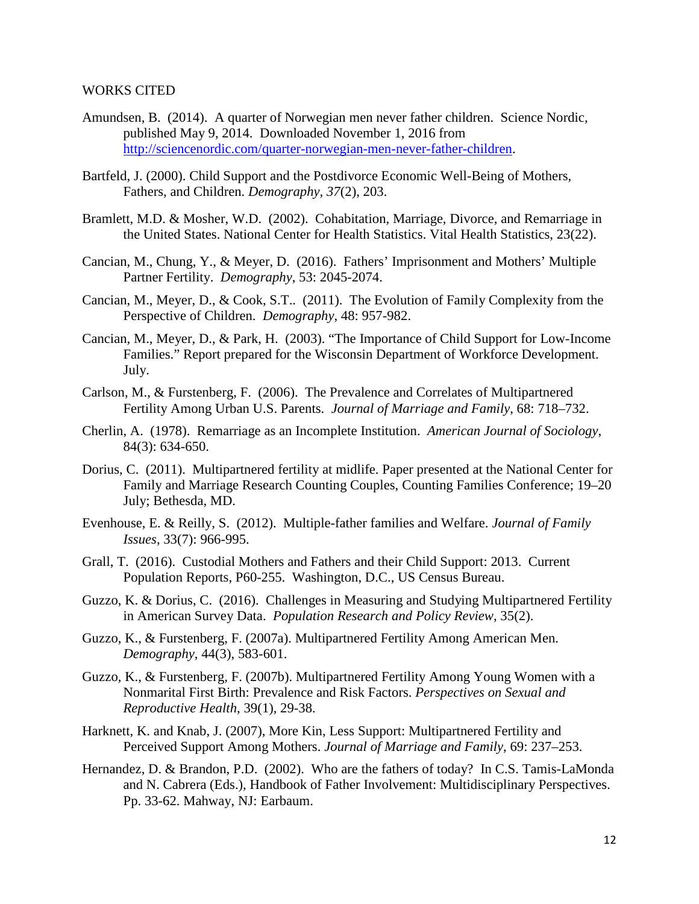WORKS CITED

Amundsen, B. (2014). A quarter of Norwegian men never father children. Science Nordic, published May 9, 2014. Downloaded November 1, 2016 from [http://sciencenordic.com/quarter-norwegian-men-never-father-children](http://sciencenordic.com/quarter-norwegian-men-never-father-children).

Bartfeld, J. (2000). Child Support and the Postdivorce Economic Well-Being of Mothers, Fathers, and Children. *Demography*, *37*(2), 203.

Bramlett, M.D. & Mosher, W.D. (2002). Cohabitation, Marriage, Divorce, and Remarriage in the United States. National Center for Health Statistics. Vital Health Statistics, 23(22).

Cancian, M., Chung, Y., & Meyer, D. (2016). Fathers' Imprisonment and Mothers' Multiple Partner Fertility. *Demography*, 53: 2045-2074.

Cancian, M., Meyer, D., & Cook, S.T.. (2011). The Evolution of Family Complexity from the Perspective of Children. *Demography*, 48: 957-982.

Cancian, M., Meyer, D., & Park, H. (2003). "The Importance of Child Support for Low-Income Families." Report prepared for the Wisconsin Department of Workforce Development. July.

Carlson, M., & Furstenberg, F. (2006). The Prevalence and Correlates of Multipartnered Fertility Among Urban U.S. Parents. *Journal of Marriage and Family*, 68: 718–732.

Cherlin, A. (1978). Remarriage as an Incomplete Institution. *American Journal of Sociology*, 84(3): 634-650.

Dorius, C. (2011). Multipartnered fertility at midlife. Paper presented at the National Center for Family and Marriage Research Counting Couples, Counting Families Conference; 19–20 July; Bethesda, MD.

Evenhouse, E. & Reilly, S. (2012). Multiple-father families and Welfare. *Journal of Family Issues*, 33(7): 966-995.

Grall, T. (2016). Custodial Mothers and Fathers and their Child Support: 2013. Current Population Reports, P60-255. Washington, D.C., US Census Bureau.

Guzzo, K. & Dorius, C. (2016). Challenges in Measuring and Studying Multipartnered Fertility in American Survey Data. *Population Research and Policy Review*, 35(2).

Guzzo, K., & Furstenberg, F. (2007a). Multipartnered Fertility Among American Men. *Demography*, 44(3), 583-601.

Guzzo, K., & Furstenberg, F. (2007b). Multipartnered Fertility Among Young Women with a Nonmarital First Birth: Prevalence and Risk Factors. *Perspectives on Sexual and Reproductive Health*, 39(1), 29-38.

Harknett, K. and Knab, J. (2007), More Kin, Less Support: Multipartnered Fertility and Perceived Support Among Mothers. *Journal of Marriage and Family*, 69: 237–253.

Hernandez, D. & Brandon, P.D. (2002). Who are the fathers of today? In C.S. Tamis-LaMonda and N. Cabrera (Eds.), Handbook of Father Involvement: Multidisciplinary Perspectives. Pp. 33-62. Mahway, NJ: Earbaum.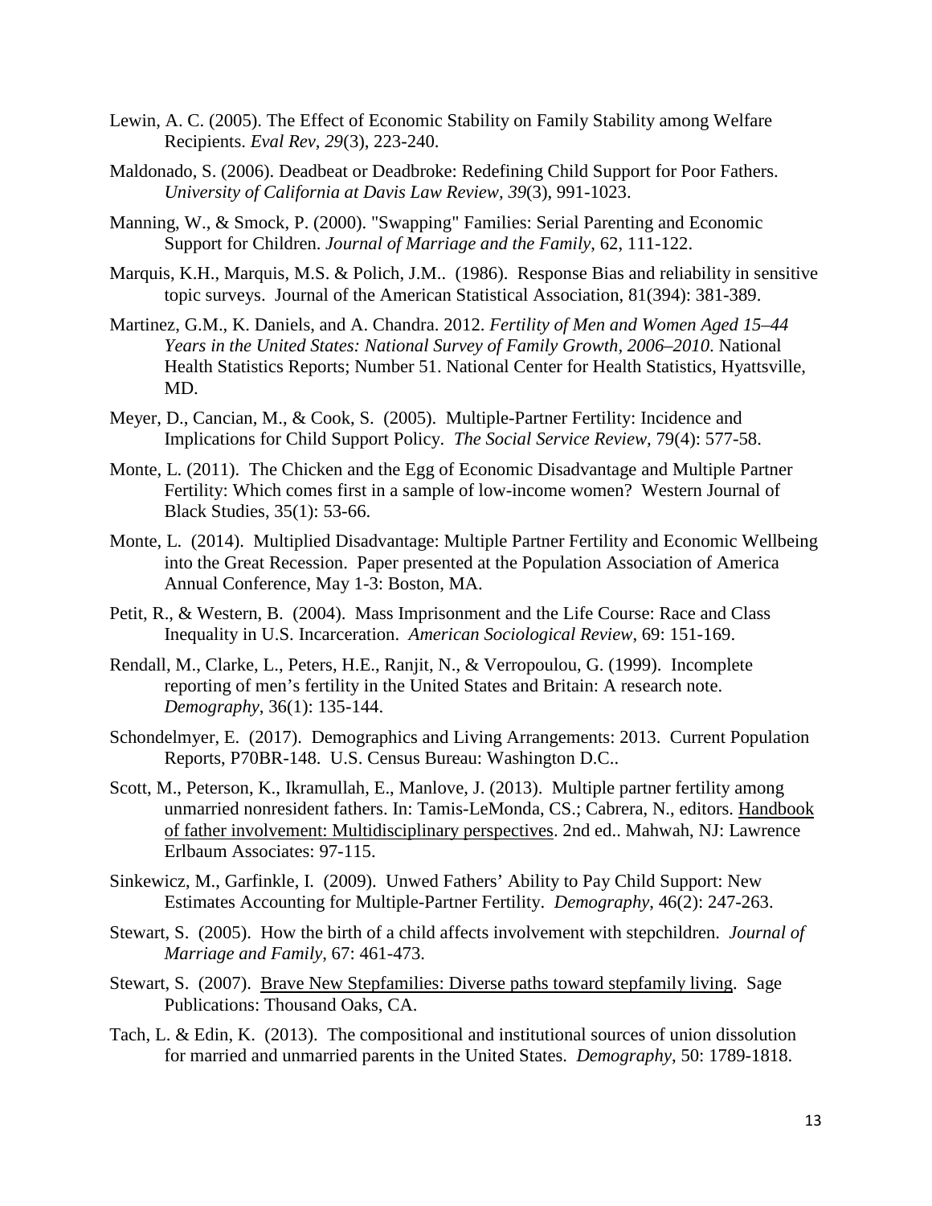Lewin, A. C. (2005). The Effect of Economic Stability on Family Stability among Welfare Recipients. *Eval Rev, 29*(3), 223-240.

Maldonado, S. (2006). Deadbeat or Deadbroke: Redefining Child Support for Poor Fathers. *University of California at Davis Law Review, 39*(3), 991-1023.

Manning, W., & Smock, P. (2000). "Swapping" Families: Serial Parenting and Economic Support for Children. *Journal of Marriage and the Family*, 62, 111-122.

Marquis, K.H., Marquis, M.S. & Polich, J.M.. (1986). Response Bias and reliability in sensitive topic surveys. Journal of the American Statistical Association, 81(394): 381-389.

Martinez, G.M., K. Daniels, and A. Chandra. 2012. *Fertility of Men and Women Aged 15–44 Years in the United States: National Survey of Family Growth, 2006–2010*. National Health Statistics Reports; Number 51. National Center for Health Statistics, Hyattsville, MD.

Meyer, D., Cancian, M., & Cook, S. (2005). Multiple-Partner Fertility: Incidence and Implications for Child Support Policy. *The Social Service Review,* 79(4): 577-58.

Monte, L. (2011). The Chicken and the Egg of Economic Disadvantage and Multiple Partner Fertility: Which comes first in a sample of low-income women? Western Journal of Black Studies, 35(1): 53-66.

Monte, L. (2014). Multiplied Disadvantage: Multiple Partner Fertility and Economic Wellbeing into the Great Recession. Paper presented at the Population Association of America Annual Conference, May 1-3: Boston, MA.

Petit, R., & Western, B. (2004). Mass Imprisonment and the Life Course: Race and Class Inequality in U.S. Incarceration. *American Sociological Review*, 69: 151-169.

Rendall, M., Clarke, L., Peters, H.E., Ranjit, N., & Verropoulou, G. (1999). Incomplete reporting of men's fertility in the United States and Britain: A research note. *Demography*, 36(1): 135-144.

Schondelmyer, E. (2017). Demographics and Living Arrangements: 2013. Current Population Reports, P70BR-148. U.S. Census Bureau: Washington D.C..

Scott, M., Peterson, K., Ikramullah, E., Manlove, J. (2013). Multiple partner fertility among unmarried nonresident fathers. In: Tamis-LeMonda, CS.; Cabrera, N., editors. Handbook of father involvement: Multidisciplinary perspectives. 2nd ed.. Mahwah, NJ: Lawrence Erlbaum Associates: 97-115.

Sinkewicz, M., Garfinkle, I. (2009). Unwed Fathers' Ability to Pay Child Support: New Estimates Accounting for Multiple-Partner Fertility. *Demography*, 46(2): 247-263.

Stewart, S. (2005). How the birth of a child affects involvement with stepchildren. *Journal of Marriage and Family*, 67: 461-473.

Stewart, S. (2007). Brave New Stepfamilies: Diverse paths toward stepfamily living. Sage Publications: Thousand Oaks, CA.

Tach, L. & Edin, K. (2013). The compositional and institutional sources of union dissolution for married and unmarried parents in the United States. *Demography*, 50: 1789-1818.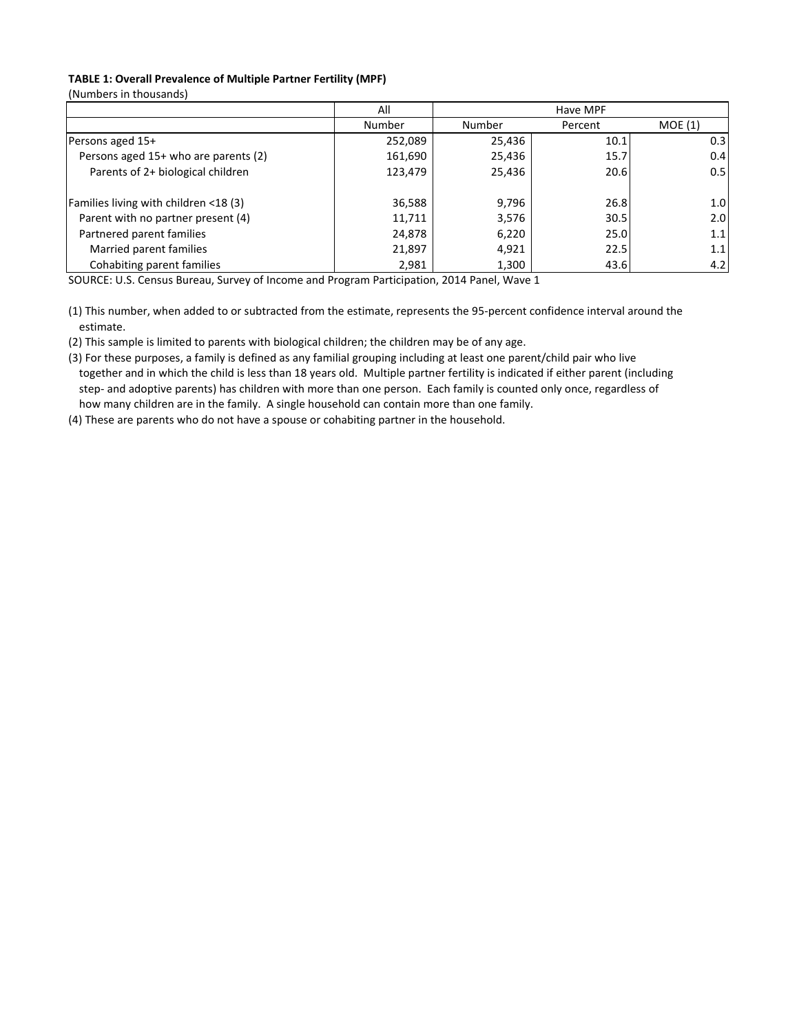**TABLE 1: Overall Prevalence of Multiple Partner Fertility (MPF)**

(Numbers in thousands)

| | All | Have MPF | | |
|---|---|---|---|---|
| | Number | Number | Percent | MOE (1) |
| Persons aged 15+ | 252,089 | 25,436 | 10.1 | 0.3 |
| Persons aged 15+ who are parents (2) | 161,690 | 25,436 | 15.7 | 0.4 |
| Parents of 2+ biological children | 123,479 | 25,436 | 20.6 | 0.5 |
| | | | | |
| Families living with children <18 (3) | 36,588 | 9,796 | 26.8 | 1.0 |
| Parent with no partner present (4) | 11,711 | 3,576 | 30.5 | 2.0 |
| Partnered parent families | 24,878 | 6,220 | 25.0 | 1.1 |
| Married parent families | 21,897 | 4,921 | 22.5 | 1.1 |
| Cohabiting parent families | 2,981 | 1,300 | 43.6 | 4.2 |

SOURCE: U.S. Census Bureau, Survey of Income and Program Participation, 2014 Panel, Wave 1

(1) This number, when added to or subtracted from the estimate, represents the 95-percent confidence interval around the estimate.

(2) This sample is limited to parents with biological children; the children may be of any age.

(3) For these purposes, a family is defined as any familial grouping including at least one parent/child pair who live together and in which the child is less than 18 years old. Multiple partner fertility is indicated if either parent (including step- and adoptive parents) has children with more than one person. Each family is counted only once, regardless of how many children are in the family. A single household can contain more than one family.

(4) These are parents who do not have a spouse or cohabiting partner in the household.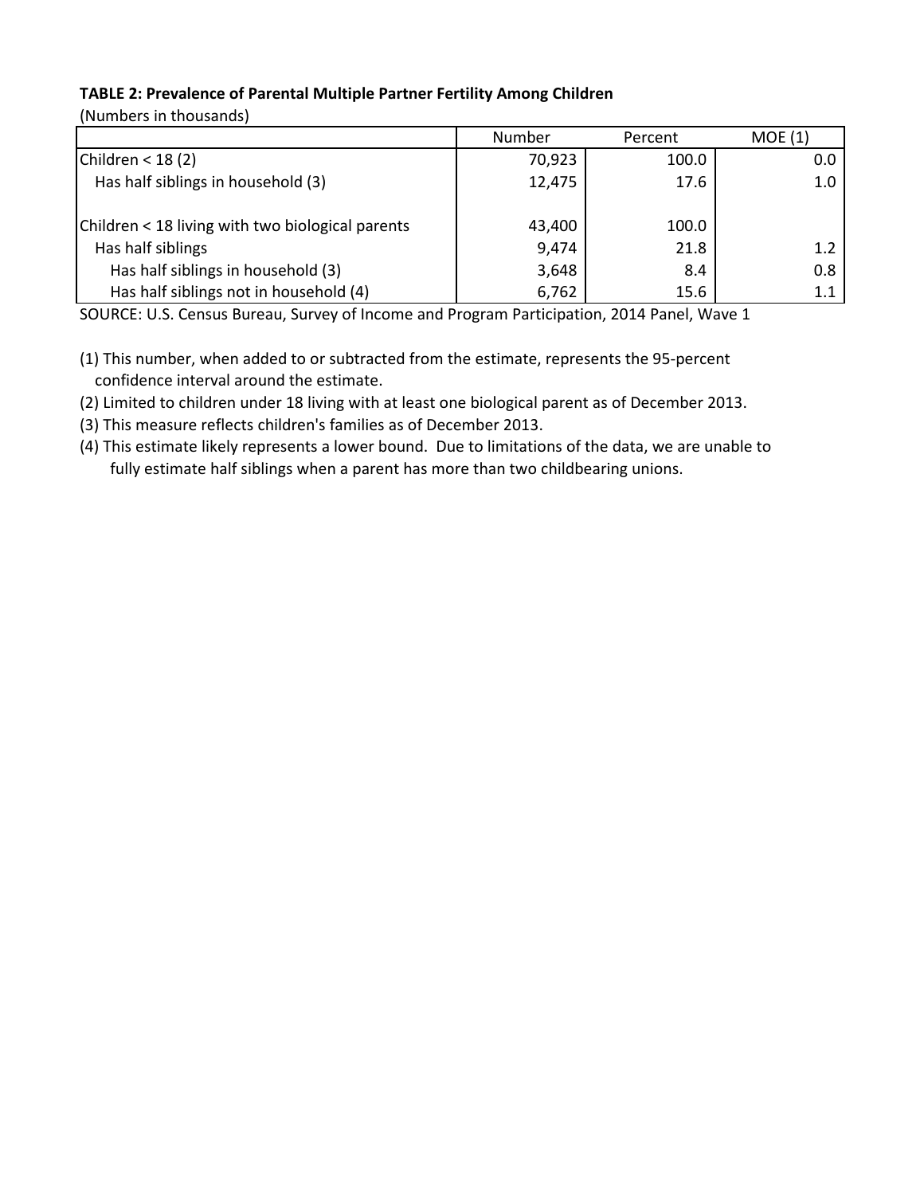**TABLE 2: Prevalence of Parental Multiple Partner Fertility Among Children**

(Numbers in thousands)

| | Number | Percent | MOE (1) |
|---|---|---|---|
| Children < 18 (2) | 70,923 | 100.0 | 0.0 |
| Has half siblings in household (3) | 12,475 | 17.6 | 1.0 |
| | | | |
| Children < 18 living with two biological parents | 43,400 | 100.0 | |
| Has half siblings | 9,474 | 21.8 | 1.2 |
| Has half siblings in household (3) | 3,648 | 8.4 | 0.8 |
| Has half siblings not in household (4) | 6,762 | 15.6 | 1.1 |

SOURCE: U.S. Census Bureau, Survey of Income and Program Participation, 2014 Panel, Wave 1

(1) This number, when added to or subtracted from the estimate, represents the 95-percent confidence interval around the estimate.

(2) Limited to children under 18 living with at least one biological parent as of December 2013.

(3) This measure reflects children's families as of December 2013.

(4) This estimate likely represents a lower bound. Due to limitations of the data, we are unable to fully estimate half siblings when a parent has more than two childbearing unions.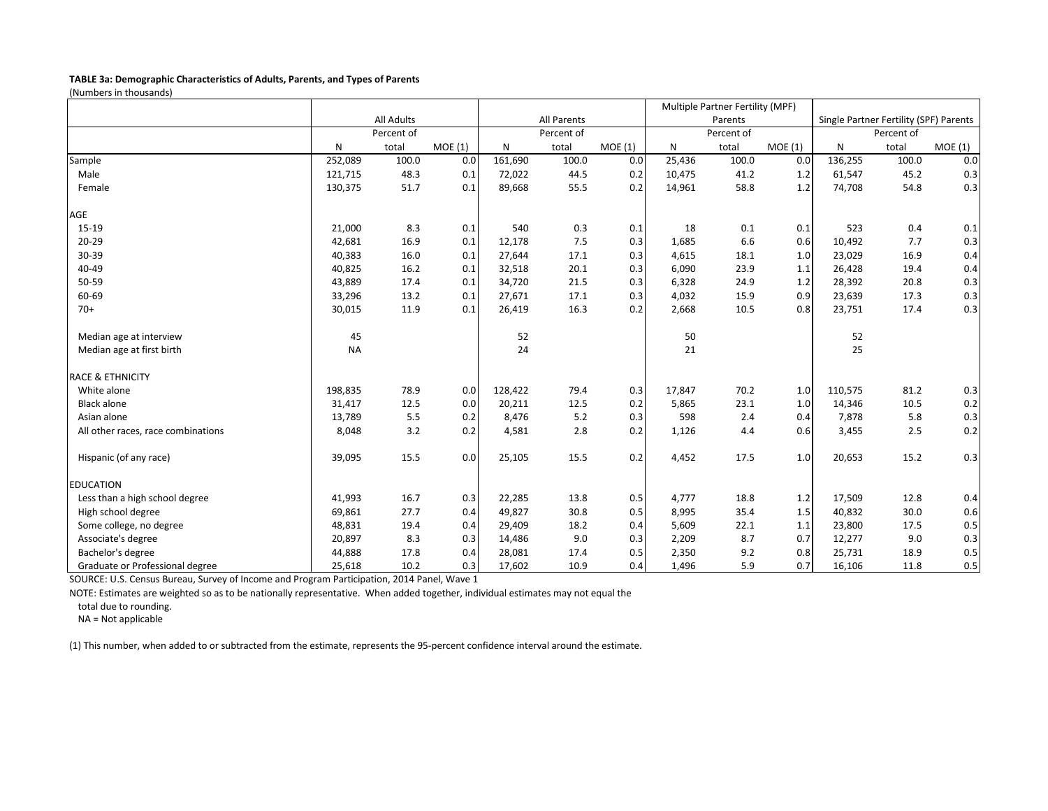**TABLE 3a: Demographic Characteristics of Adults, Parents, and Types of Parents**
(Numbers in thousands)

| | All Adults | | | All Parents | | | Multiple Partner Fertility (MPF) Parents | | | Single Partner Fertility (SPF) Parents | | |
|---|---|---|---|---|---|---|---|---|---|---|---|---|
| | N | Percent of total | MOE (1) | N | Percent of total | MOE (1) | N | Percent of total | MOE (1) | N | Percent of total | MOE (1) |
| Sample | 252,089 | 100.0 | 0.0 | 161,690 | 100.0 | 0.0 | 25,436 | 100.0 | 0.0 | 136,255 | 100.0 | 0.0 |
| Male | 121,715 | 48.3 | 0.1 | 72,022 | 44.5 | 0.2 | 10,475 | 41.2 | 1.2 | 61,547 | 45.2 | 0.3 |
| Female | 130,375 | 51.7 | 0.1 | 89,668 | 55.5 | 0.2 | 14,961 | 58.8 | 1.2 | 74,708 | 54.8 | 0.3 |
| AGE | | | | | | | | | | | | |
| 15-19 | 21,000 | 8.3 | 0.1 | 540 | 0.3 | 0.1 | 18 | 0.1 | 0.1 | 523 | 0.4 | 0.1 |
| 20-29 | 42,681 | 16.9 | 0.1 | 12,178 | 7.5 | 0.3 | 1,685 | 6.6 | 0.6 | 10,492 | 7.7 | 0.3 |
| 30-39 | 40,383 | 16.0 | 0.1 | 27,644 | 17.1 | 0.3 | 4,615 | 18.1 | 1.0 | 23,029 | 16.9 | 0.4 |
| 40-49 | 40,825 | 16.2 | 0.1 | 32,518 | 20.1 | 0.3 | 6,090 | 23.9 | 1.1 | 26,428 | 19.4 | 0.4 |
| 50-59 | 43,889 | 17.4 | 0.1 | 34,720 | 21.5 | 0.3 | 6,328 | 24.9 | 1.2 | 28,392 | 20.8 | 0.3 |
| 60-69 | 33,296 | 13.2 | 0.1 | 27,671 | 17.1 | 0.3 | 4,032 | 15.9 | 0.9 | 23,639 | 17.3 | 0.3 |
| 70+ | 30,015 | 11.9 | 0.1 | 26,419 | 16.3 | 0.2 | 2,668 | 10.5 | 0.8 | 23,751 | 17.4 | 0.3 |
| Median age at interview | 45 | | | 52 | | | 50 | | | 52 | | |
| Median age at first birth | NA | | | 24 | | | 21 | | | 25 | | |
| RACE & ETHNICITY | | | | | | | | | | | | |
| White alone | 198,835 | 78.9 | 0.0 | 128,422 | 79.4 | 0.3 | 17,847 | 70.2 | 1.0 | 110,575 | 81.2 | 0.3 |
| Black alone | 31,417 | 12.5 | 0.0 | 20,211 | 12.5 | 0.2 | 5,865 | 23.1 | 1.0 | 14,346 | 10.5 | 0.2 |
| Asian alone | 13,789 | 5.5 | 0.2 | 8,476 | 5.2 | 0.3 | 598 | 2.4 | 0.4 | 7,878 | 5.8 | 0.3 |
| All other races, race combinations | 8,048 | 3.2 | 0.2 | 4,581 | 2.8 | 0.2 | 1,126 | 4.4 | 0.6 | 3,455 | 2.5 | 0.2 |
| Hispanic (of any race) | 39,095 | 15.5 | 0.0 | 25,105 | 15.5 | 0.2 | 4,452 | 17.5 | 1.0 | 20,653 | 15.2 | 0.3 |
| EDUCATION | | | | | | | | | | | | |
| Less than a high school degree | 41,993 | 16.7 | 0.3 | 22,285 | 13.8 | 0.5 | 4,777 | 18.8 | 1.2 | 17,509 | 12.8 | 0.4 |
| High school degree | 69,861 | 27.7 | 0.4 | 49,827 | 30.8 | 0.5 | 8,995 | 35.4 | 1.5 | 40,832 | 30.0 | 0.6 |
| Some college, no degree | 48,831 | 19.4 | 0.4 | 29,409 | 18.2 | 0.4 | 5,609 | 22.1 | 1.1 | 23,800 | 17.5 | 0.5 |
| Associate's degree | 20,897 | 8.3 | 0.3 | 14,486 | 9.0 | 0.3 | 2,209 | 8.7 | 0.7 | 12,277 | 9.0 | 0.3 |
| Bachelor's degree | 44,888 | 17.8 | 0.4 | 28,081 | 17.4 | 0.5 | 2,350 | 9.2 | 0.8 | 25,731 | 18.9 | 0.5 |
| Graduate or Professional degree | 25,618 | 10.2 | 0.3 | 17,602 | 10.9 | 0.4 | 1,496 | 5.9 | 0.7 | 16,106 | 11.8 | 0.5 |

SOURCE: U.S. Census Bureau, Survey of Income and Program Participation, 2014 Panel, Wave 1

NOTE: Estimates are weighted so as to be nationally representative. When added together, individual estimates may not equal the total due to rounding.
NA = Not applicable

(1) This number, when added to or subtracted from the estimate, represents the 95-percent confidence interval around the estimate.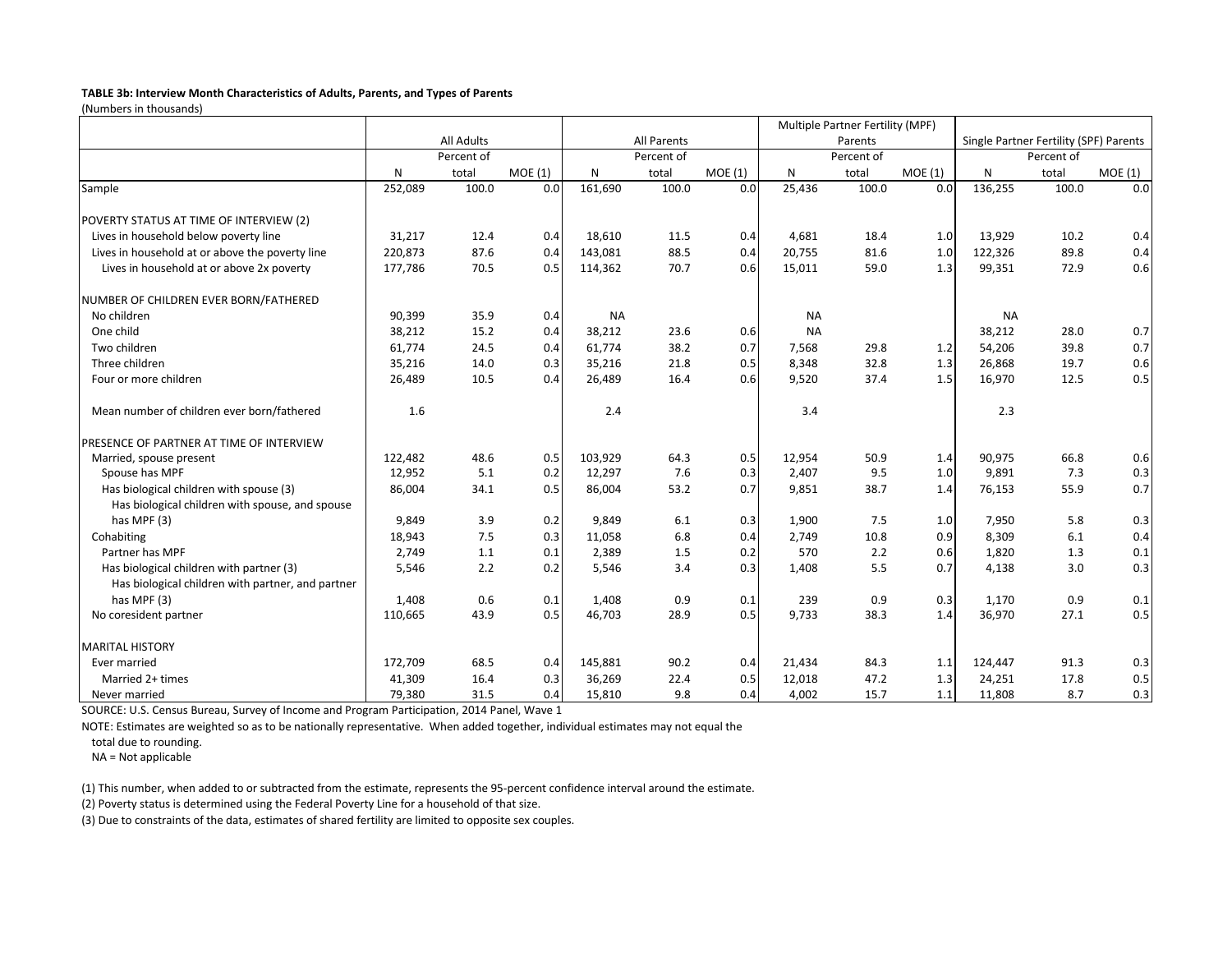**TABLE 3b: Interview Month Characteristics of Adults, Parents, and Types of Parents**

(Numbers in thousands)

| | All Adults | | | All Parents | | | Multiple Partner Fertility (MPF) Parents | | | Single Partner Fertility (SPF) Parents | | |
|---|---|---|---|---|---|---|---|---|---|---|---|---|
| | N | Percent of total | MOE (1) | N | Percent of total | MOE (1) | N | Percent of total | MOE (1) | N | Percent of total | MOE (1) |
| Sample | 252,089 | 100.0 | 0.0 | 161,690 | 100.0 | 0.0 | 25,436 | 100.0 | 0.0 | 136,255 | 100.0 | 0.0 |
| | | | | | | | | | | | | |
| POVERTY STATUS AT TIME OF INTERVIEW (2) | | | | | | | | | | | | |
| Lives in household below poverty line | 31,217 | 12.4 | 0.4 | 18,610 | 11.5 | 0.4 | 4,681 | 18.4 | 1.0 | 13,929 | 10.2 | 0.4 |
| Lives in household at or above the poverty line | 220,873 | 87.6 | 0.4 | 143,081 | 88.5 | 0.4 | 20,755 | 81.6 | 1.0 | 122,326 | 89.8 | 0.4 |
| Lives in household at or above 2x poverty | 177,786 | 70.5 | 0.5 | 114,362 | 70.7 | 0.6 | 15,011 | 59.0 | 1.3 | 99,351 | 72.9 | 0.6 |
| | | | | | | | | | | | | |
| NUMBER OF CHILDREN EVER BORN/FATHERED | | | | | | | | | | | | |
| No children | 90,399 | 35.9 | 0.4 | NA | | | NA | | | NA | | |
| One child | 38,212 | 15.2 | 0.4 | 38,212 | 23.6 | 0.6 | NA | | | 38,212 | 28.0 | 0.7 |
| Two children | 61,774 | 24.5 | 0.4 | 61,774 | 38.2 | 0.7 | 7,568 | 29.8 | 1.2 | 54,206 | 39.8 | 0.7 |
| Three children | 35,216 | 14.0 | 0.3 | 35,216 | 21.8 | 0.5 | 8,348 | 32.8 | 1.3 | 26,868 | 19.7 | 0.6 |
| Four or more children | 26,489 | 10.5 | 0.4 | 26,489 | 16.4 | 0.6 | 9,520 | 37.4 | 1.5 | 16,970 | 12.5 | 0.5 |
| | | | | | | | | | | | | |
| Mean number of children ever born/fathered | 1.6 | | | 2.4 | | | 3.4 | | | 2.3 | | |
| | | | | | | | | | | | | |
| PRESENCE OF PARTNER AT TIME OF INTERVIEW | | | | | | | | | | | | |
| Married, spouse present | 122,482 | 48.6 | 0.5 | 103,929 | 64.3 | 0.5 | 12,954 | 50.9 | 1.4 | 90,975 | 66.8 | 0.6 |
| Spouse has MPF | 12,952 | 5.1 | 0.2 | 12,297 | 7.6 | 0.3 | 2,407 | 9.5 | 1.0 | 9,891 | 7.3 | 0.3 |
| Has biological children with spouse (3) | 86,004 | 34.1 | 0.5 | 86,004 | 53.2 | 0.7 | 9,851 | 38.7 | 1.4 | 76,153 | 55.9 | 0.7 |
| Has biological children with spouse, and spouse has MPF (3) | 9,849 | 3.9 | 0.2 | 9,849 | 6.1 | 0.3 | 1,900 | 7.5 | 1.0 | 7,950 | 5.8 | 0.3 |
| Cohabiting | 18,943 | 7.5 | 0.3 | 11,058 | 6.8 | 0.4 | 2,749 | 10.8 | 0.9 | 8,309 | 6.1 | 0.4 |
| Partner has MPF | 2,749 | 1.1 | 0.1 | 2,389 | 1.5 | 0.2 | 570 | 2.2 | 0.6 | 1,820 | 1.3 | 0.1 |
| Has biological children with partner (3) | 5,546 | 2.2 | 0.2 | 5,546 | 3.4 | 0.3 | 1,408 | 5.5 | 0.7 | 4,138 | 3.0 | 0.3 |
| Has biological children with partner, and partner has MPF (3) | 1,408 | 0.6 | 0.1 | 1,408 | 0.9 | 0.1 | 239 | 0.9 | 0.3 | 1,170 | 0.9 | 0.1 |
| No coresident partner | 110,665 | 43.9 | 0.5 | 46,703 | 28.9 | 0.5 | 9,733 | 38.3 | 1.4 | 36,970 | 27.1 | 0.5 |
| | | | | | | | | | | | | |
| MARITAL HISTORY | | | | | | | | | | | | |
| Ever married | 172,709 | 68.5 | 0.4 | 145,881 | 90.2 | 0.4 | 21,434 | 84.3 | 1.1 | 124,447 | 91.3 | 0.3 |
| Married 2+ times | 41,309 | 16.4 | 0.3 | 36,269 | 22.4 | 0.5 | 12,018 | 47.2 | 1.3 | 24,251 | 17.8 | 0.5 |
| Never married | 79,380 | 31.5 | 0.4 | 15,810 | 9.8 | 0.4 | 4,002 | 15.7 | 1.1 | 11,808 | 8.7 | 0.3 |

SOURCE: U.S. Census Bureau, Survey of Income and Program Participation, 2014 Panel, Wave 1

NOTE: Estimates are weighted so as to be nationally representative. When added together, individual estimates may not equal the total due to rounding.

NA = Not applicable

(1) This number, when added to or subtracted from the estimate, represents the 95-percent confidence interval around the estimate.

(2) Poverty status is determined using the Federal Poverty Line for a household of that size.

(3) Due to constraints of the data, estimates of shared fertility are limited to opposite sex couples.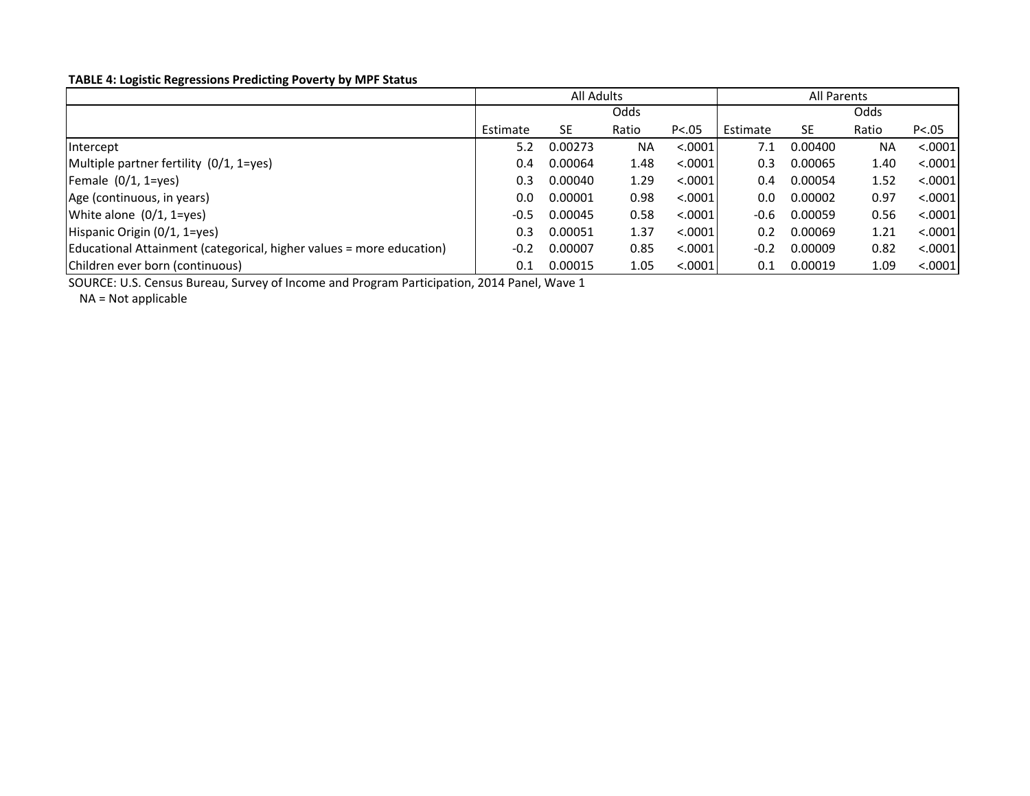**TABLE 4: Logistic Regressions Predicting Poverty by MPF Status**

| | All Adults | | | | All Parents | | | |
|---|---|---|---|---|---|---|---|---|
| | Estimate | SE | Odds Ratio | P<.05 | Estimate | SE | Odds Ratio | P<.05 |
| Intercept | 5.2 | 0.00273 | NA | <.0001 | 7.1 | 0.00400 | NA | <.0001 |
| Multiple partner fertility (0/1, 1=yes) | 0.4 | 0.00064 | 1.48 | <.0001 | 0.3 | 0.00065 | 1.40 | <.0001 |
| Female (0/1, 1=yes) | 0.3 | 0.00040 | 1.29 | <.0001 | 0.4 | 0.00054 | 1.52 | <.0001 |
| Age (continuous, in years) | 0.0 | 0.00001 | 0.98 | <.0001 | 0.0 | 0.00002 | 0.97 | <.0001 |
| White alone (0/1, 1=yes) | -0.5 | 0.00045 | 0.58 | <.0001 | -0.6 | 0.00059 | 0.56 | <.0001 |
| Hispanic Origin (0/1, 1=yes) | 0.3 | 0.00051 | 1.37 | <.0001 | 0.2 | 0.00069 | 1.21 | <.0001 |
| Educational Attainment (categorical, higher values = more education) | -0.2 | 0.00007 | 0.85 | <.0001 | -0.2 | 0.00009 | 0.82 | <.0001 |
| Children ever born (continuous) | 0.1 | 0.00015 | 1.05 | <.0001 | 0.1 | 0.00019 | 1.09 | <.0001 |

SOURCE: U.S. Census Bureau, Survey of Income and Program Participation, 2014 Panel, Wave 1

NA = Not applicable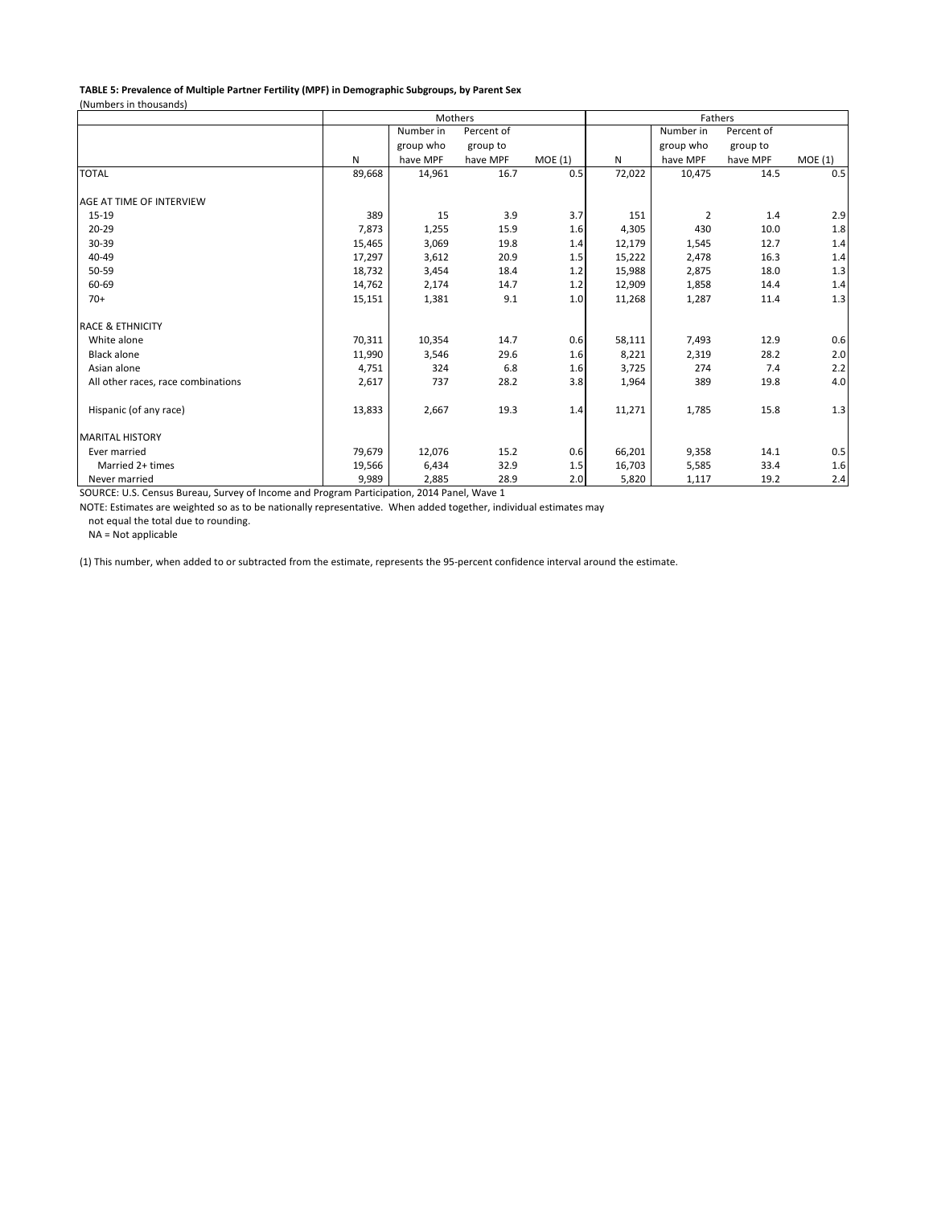**TABLE 5: Prevalence of Multiple Partner Fertility (MPF) in Demographic Subgroups, by Parent Sex**

(Numbers in thousands)

| | Mothers | | | | Fathers | | | |
|---|---|---|---|---|---|---|---|---|
| | N | Number in group who have MPF | Percent of group to have MPF | MOE (1) | N | Number in group who have MPF | Percent of group to have MPF | MOE (1) |
| TOTAL | 89,668 | 14,961 | 16.7 | 0.5 | 72,022 | 10,475 | 14.5 | 0.5 |
| | | | | | | | | |
| AGE AT TIME OF INTERVIEW | | | | | | | | |
| 15-19 | 389 | 15 | 3.9 | 3.7 | 151 | 2 | 1.4 | 2.9 |
| 20-29 | 7,873 | 1,255 | 15.9 | 1.6 | 4,305 | 430 | 10.0 | 1.8 |
| 30-39 | 15,465 | 3,069 | 19.8 | 1.4 | 12,179 | 1,545 | 12.7 | 1.4 |
| 40-49 | 17,297 | 3,612 | 20.9 | 1.5 | 15,222 | 2,478 | 16.3 | 1.4 |
| 50-59 | 18,732 | 3,454 | 18.4 | 1.2 | 15,988 | 2,875 | 18.0 | 1.3 |
| 60-69 | 14,762 | 2,174 | 14.7 | 1.2 | 12,909 | 1,858 | 14.4 | 1.4 |
| 70+ | 15,151 | 1,381 | 9.1 | 1.0 | 11,268 | 1,287 | 11.4 | 1.3 |
| | | | | | | | | |
| RACE & ETHNICITY | | | | | | | | |
| White alone | 70,311 | 10,354 | 14.7 | 0.6 | 58,111 | 7,493 | 12.9 | 0.6 |
| Black alone | 11,990 | 3,546 | 29.6 | 1.6 | 8,221 | 2,319 | 28.2 | 2.0 |
| Asian alone | 4,751 | 324 | 6.8 | 1.6 | 3,725 | 274 | 7.4 | 2.2 |
| All other races, race combinations | 2,617 | 737 | 28.2 | 3.8 | 1,964 | 389 | 19.8 | 4.0 |
| | | | | | | | | |
| Hispanic (of any race) | 13,833 | 2,667 | 19.3 | 1.4 | 11,271 | 1,785 | 15.8 | 1.3 |
| | | | | | | | | |
| MARITAL HISTORY | | | | | | | | |
| Ever married | 79,679 | 12,076 | 15.2 | 0.6 | 66,201 | 9,358 | 14.1 | 0.5 |
| Married 2+ times | 19,566 | 6,434 | 32.9 | 1.5 | 16,703 | 5,585 | 33.4 | 1.6 |
| Never married | 9,989 | 2,885 | 28.9 | 2.0 | 5,820 | 1,117 | 19.2 | 2.4 |

SOURCE: U.S. Census Bureau, Survey of Income and Program Participation, 2014 Panel, Wave 1

NOTE: Estimates are weighted so as to be nationally representative. When added together, individual estimates may not equal the total due to rounding.

NA = Not applicable

(1) This number, when added to or subtracted from the estimate, represents the 95-percent confidence interval around the estimate.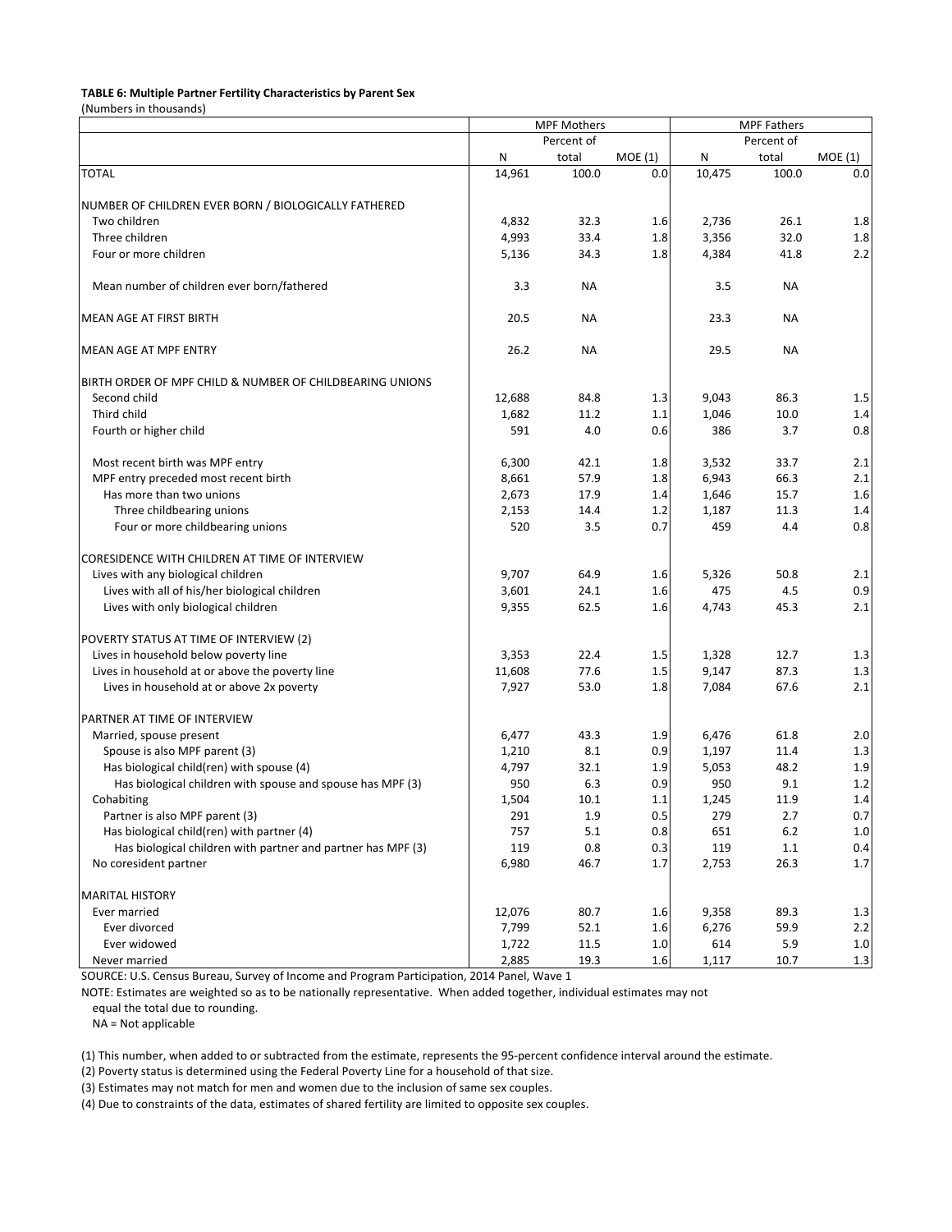**TABLE 6: Multiple Partner Fertility Characteristics by Parent Sex**

(Numbers in thousands)

| | MPF Mothers | | | MPF Fathers | | |
|---|---|---|---|---|---|---|
| | | Percent of | | | Percent of | |
| | N | total | MOE (1) | N | total | MOE (1) |
| TOTAL | 14,961 | 100.0 | 0.0 | 10,475 | 100.0 | 0.0 |
| NUMBER OF CHILDREN EVER BORN / BIOLOGICALLY FATHERED | | | | | | |
| Two children | 4,832 | 32.3 | 1.6 | 2,736 | 26.1 | 1.8 |
| Three children | 4,993 | 33.4 | 1.8 | 3,356 | 32.0 | 1.8 |
| Four or more children | 5,136 | 34.3 | 1.8 | 4,384 | 41.8 | 2.2 |
| Mean number of children ever born/fathered | 3.3 | NA | | 3.5 | NA | |
| MEAN AGE AT FIRST BIRTH | 20.5 | NA | | 23.3 | NA | |
| MEAN AGE AT MPF ENTRY | 26.2 | NA | | 29.5 | NA | |
| BIRTH ORDER OF MPF CHILD & NUMBER OF CHILDBEARING UNIONS | | | | | | |
| Second child | 12,688 | 84.8 | 1.3 | 9,043 | 86.3 | 1.5 |
| Third child | 1,682 | 11.2 | 1.1 | 1,046 | 10.0 | 1.4 |
| Fourth or higher child | 591 | 4.0 | 0.6 | 386 | 3.7 | 0.8 |
| Most recent birth was MPF entry | 6,300 | 42.1 | 1.8 | 3,532 | 33.7 | 2.1 |
| MPF entry preceded most recent birth | 8,661 | 57.9 | 1.8 | 6,943 | 66.3 | 2.1 |
| Has more than two unions | 2,673 | 17.9 | 1.4 | 1,646 | 15.7 | 1.6 |
| Three childbearing unions | 2,153 | 14.4 | 1.2 | 1,187 | 11.3 | 1.4 |
| Four or more childbearing unions | 520 | 3.5 | 0.7 | 459 | 4.4 | 0.8 |
| CORESIDENCE WITH CHILDREN AT TIME OF INTERVIEW | | | | | | |
| Lives with any biological children | 9,707 | 64.9 | 1.6 | 5,326 | 50.8 | 2.1 |
| Lives with all of his/her biological children | 3,601 | 24.1 | 1.6 | 475 | 4.5 | 0.9 |
| Lives with only biological children | 9,355 | 62.5 | 1.6 | 4,743 | 45.3 | 2.1 |
| POVERTY STATUS AT TIME OF INTERVIEW (2) | | | | | | |
| Lives in household below poverty line | 3,353 | 22.4 | 1.5 | 1,328 | 12.7 | 1.3 |
| Lives in household at or above the poverty line | 11,608 | 77.6 | 1.5 | 9,147 | 87.3 | 1.3 |
| Lives in household at or above 2x poverty | 7,927 | 53.0 | 1.8 | 7,084 | 67.6 | 2.1 |
| PARTNER AT TIME OF INTERVIEW | | | | | | |
| Married, spouse present | 6,477 | 43.3 | 1.9 | 6,476 | 61.8 | 2.0 |
| Spouse is also MPF parent (3) | 1,210 | 8.1 | 0.9 | 1,197 | 11.4 | 1.3 |
| Has biological child(ren) with spouse (4) | 4,797 | 32.1 | 1.9 | 5,053 | 48.2 | 1.9 |
| Has biological children with spouse and spouse has MPF (3) | 950 | 6.3 | 0.9 | 950 | 9.1 | 1.2 |
| Cohabiting | 1,504 | 10.1 | 1.1 | 1,245 | 11.9 | 1.4 |
| Partner is also MPF parent (3) | 291 | 1.9 | 0.5 | 279 | 2.7 | 0.7 |
| Has biological child(ren) with partner (4) | 757 | 5.1 | 0.8 | 651 | 6.2 | 1.0 |
| Has biological children with partner and partner has MPF (3) | 119 | 0.8 | 0.3 | 119 | 1.1 | 0.4 |
| No coresident partner | 6,980 | 46.7 | 1.7 | 2,753 | 26.3 | 1.7 |
| MARITAL HISTORY | | | | | | |
| Ever married | 12,076 | 80.7 | 1.6 | 9,358 | 89.3 | 1.3 |
| Ever divorced | 7,799 | 52.1 | 1.6 | 6,276 | 59.9 | 2.2 |
| Ever widowed | 1,722 | 11.5 | 1.0 | 614 | 5.9 | 1.0 |
| Never married | 2,885 | 19.3 | 1.6 | 1,117 | 10.7 | 1.3 |

SOURCE: U.S. Census Bureau, Survey of Income and Program Participation, 2014 Panel, Wave 1

NOTE: Estimates are weighted so as to be nationally representative. When added together, individual estimates may not equal the total due to rounding.

NA = Not applicable

(1) This number, when added to or subtracted from the estimate, represents the 95-percent confidence interval around the estimate.

(2) Poverty status is determined using the Federal Poverty Line for a household of that size.

(3) Estimates may not match for men and women due to the inclusion of same sex couples.

(4) Due to constraints of the data, estimates of shared fertility are limited to opposite sex couples.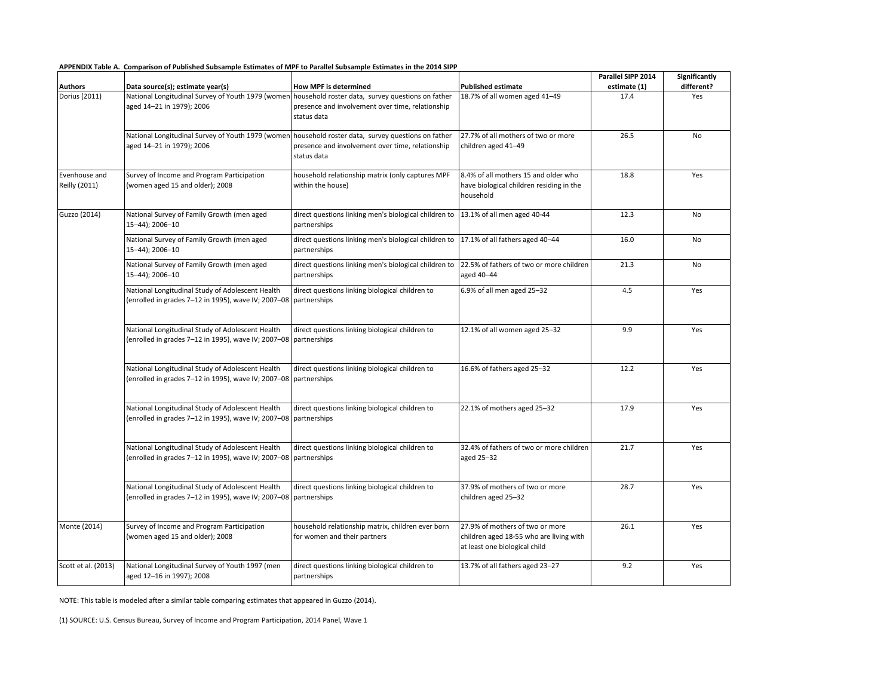**APPENDIX Table A. Comparison of Published Subsample Estimates of MPF to Parallel Subsample Estimates in the 2014 SIPP**

| Authors | Data source(s); estimate year(s) | How MPF is determined | Published estimate | Parallel SIPP 2014 estimate (1) | Significantly different? |
|---|---|---|---|---|---|
| Dorius (2011) | National Longitudinal Survey of Youth 1979 (women aged 14–21 in 1979); 2006 | household roster data, survey questions on father presence and involvement over time, relationship status data | 18.7% of all women aged 41–49 | 17.4 | Yes |
| | National Longitudinal Survey of Youth 1979 (women aged 14–21 in 1979); 2006 | household roster data, survey questions on father presence and involvement over time, relationship status data | 27.7% of all mothers of two or more children aged 41–49 | 26.5 | No |
| Evenhouse and Reilly (2011) | Survey of Income and Program Participation (women aged 15 and older); 2008 | household relationship matrix (only captures MPF within the house) | 8.4% of all mothers 15 and older who have biological children residing in the household | 18.8 | Yes |
| Guzzo (2014) | National Survey of Family Growth (men aged 15–44); 2006–10 | direct questions linking men's biological children to partnerships | 13.1% of all men aged 40-44 | 12.3 | No |
| | National Survey of Family Growth (men aged 15–44); 2006–10 | direct questions linking men's biological children to partnerships | 17.1% of all fathers aged 40–44 | 16.0 | No |
| | National Survey of Family Growth (men aged 15–44); 2006–10 | direct questions linking men's biological children to partnerships | 22.5% of fathers of two or more children aged 40–44 | 21.3 | No |
| | National Longitudinal Study of Adolescent Health (enrolled in grades 7–12 in 1995), wave IV; 2007–08 | direct questions linking biological children to partnerships | 6.9% of all men aged 25–32 | 4.5 | Yes |
| | National Longitudinal Study of Adolescent Health (enrolled in grades 7–12 in 1995), wave IV; 2007–08 | direct questions linking biological children to partnerships | 12.1% of all women aged 25–32 | 9.9 | Yes |
| | National Longitudinal Study of Adolescent Health (enrolled in grades 7–12 in 1995), wave IV; 2007–08 | direct questions linking biological children to partnerships | 16.6% of fathers aged 25–32 | 12.2 | Yes |
| | National Longitudinal Study of Adolescent Health (enrolled in grades 7–12 in 1995), wave IV; 2007–08 | direct questions linking biological children to partnerships | 22.1% of mothers aged 25–32 | 17.9 | Yes |
| | National Longitudinal Study of Adolescent Health (enrolled in grades 7–12 in 1995), wave IV; 2007–08 | direct questions linking biological children to partnerships | 32.4% of fathers of two or more children aged 25–32 | 21.7 | Yes |
| | National Longitudinal Study of Adolescent Health (enrolled in grades 7–12 in 1995), wave IV; 2007–08 | direct questions linking biological children to partnerships | 37.9% of mothers of two or more children aged 25–32 | 28.7 | Yes |
| Monte (2014) | Survey of Income and Program Participation (women aged 15 and older); 2008 | household relationship matrix, children ever born for women and their partners | 27.9% of mothers of two or more children aged 18-55 who are living with at least one biological child | 26.1 | Yes |
| Scott et al. (2013) | National Longitudinal Survey of Youth 1997 (men aged 12–16 in 1997); 2008 | direct questions linking biological children to partnerships | 13.7% of all fathers aged 23–27 | 9.2 | Yes |

NOTE: This table is modeled after a similar table comparing estimates that appeared in Guzzo (2014).

(1) SOURCE: U.S. Census Bureau, Survey of Income and Program Participation, 2014 Panel, Wave 1